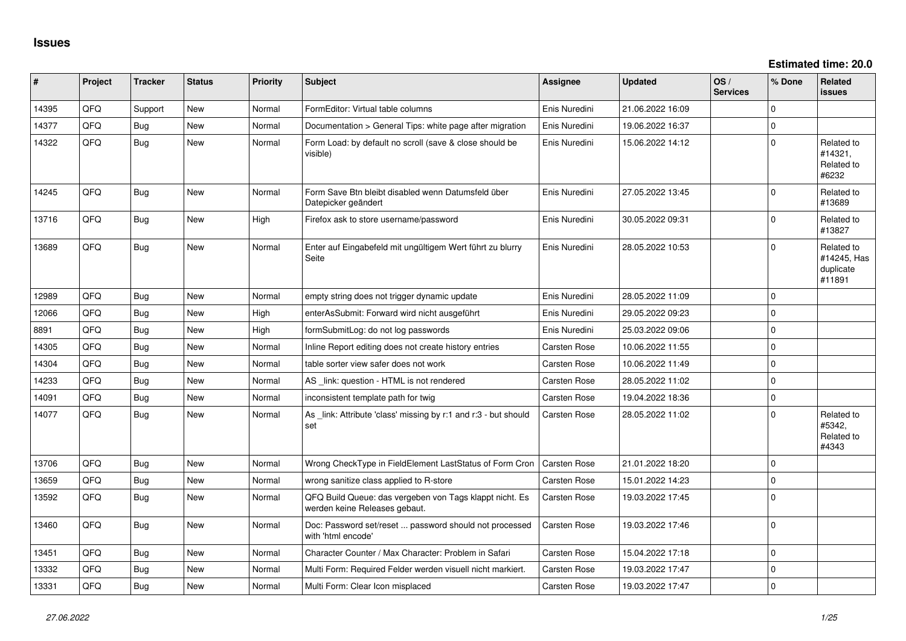# Issues

**Estimated time: 20.0**

| # | Project | Tracker | Status | Priority | Subject | Assignee | Updated | OS / Services | % Done | Related issues |
|---|---|---|---|---|---|---|---|---|---|---|
| 14395 | QFQ | Support | New | Normal | FormEditor: Virtual table columns | Enis Nuredini | 21.06.2022 16:09 | | 0 | |
| 14377 | QFQ | Bug | New | Normal | Documentation > General Tips: white page after migration | Enis Nuredini | 19.06.2022 16:37 | | 0 | |
| 14322 | QFQ | Bug | New | Normal | Form Load: by default no scroll (save & close should be visible) | Enis Nuredini | 15.06.2022 14:12 | | 0 | Related to #14321, Related to #6232 |
| 14245 | QFQ | Bug | New | Normal | Form Save Btn bleibt disabled wenn Datumsfeld über Datepicker geändert | Enis Nuredini | 27.05.2022 13:45 | | 0 | Related to #13689 |
| 13716 | QFQ | Bug | New | High | Firefox ask to store username/password | Enis Nuredini | 30.05.2022 09:31 | | 0 | Related to #13827 |
| 13689 | QFQ | Bug | New | Normal | Enter auf Eingabefeld mit ungültigem Wert führt zu blurry Seite | Enis Nuredini | 28.05.2022 10:53 | | 0 | Related to #14245, Has duplicate #11891 |
| 12989 | QFQ | Bug | New | Normal | empty string does not trigger dynamic update | Enis Nuredini | 28.05.2022 11:09 | | 0 | |
| 12066 | QFQ | Bug | New | High | enterAsSubmit: Forward wird nicht ausgeführt | Enis Nuredini | 29.05.2022 09:23 | | 0 | |
| 8891 | QFQ | Bug | New | High | formSubmitLog: do not log passwords | Enis Nuredini | 25.03.2022 09:06 | | 0 | |
| 14305 | QFQ | Bug | New | Normal | Inline Report editing does not create history entries | Carsten Rose | 10.06.2022 11:55 | | 0 | |
| 14304 | QFQ | Bug | New | Normal | table sorter view safer does not work | Carsten Rose | 10.06.2022 11:49 | | 0 | |
| 14233 | QFQ | Bug | New | Normal | AS _link: question - HTML is not rendered | Carsten Rose | 28.05.2022 11:02 | | 0 | |
| 14091 | QFQ | Bug | New | Normal | inconsistent template path for twig | Carsten Rose | 19.04.2022 18:36 | | 0 | |
| 14077 | QFQ | Bug | New | Normal | As _link: Attribute 'class' missing by r:1 and r:3 - but should set | Carsten Rose | 28.05.2022 11:02 | | 0 | Related to #5342, Related to #4343 |
| 13706 | QFQ | Bug | New | Normal | Wrong CheckType in FieldElement LastStatus of Form Cron | Carsten Rose | 21.01.2022 18:20 | | 0 | |
| 13659 | QFQ | Bug | New | Normal | wrong sanitize class applied to R-store | Carsten Rose | 15.01.2022 14:23 | | 0 | |
| 13592 | QFQ | Bug | New | Normal | QFQ Build Queue: das vergeben von Tags klappt nicht. Es werden keine Releases gebaut. | Carsten Rose | 19.03.2022 17:45 | | 0 | |
| 13460 | QFQ | Bug | New | Normal | Doc: Password set/reset ... password should not processed with 'html encode' | Carsten Rose | 19.03.2022 17:46 | | 0 | |
| 13451 | QFQ | Bug | New | Normal | Character Counter / Max Character: Problem in Safari | Carsten Rose | 15.04.2022 17:18 | | 0 | |
| 13332 | QFQ | Bug | New | Normal | Multi Form: Required Felder werden visuell nicht markiert. | Carsten Rose | 19.03.2022 17:47 | | 0 | |
| 13331 | QFQ | Bug | New | Normal | Multi Form: Clear Icon misplaced | Carsten Rose | 19.03.2022 17:47 | | 0 | |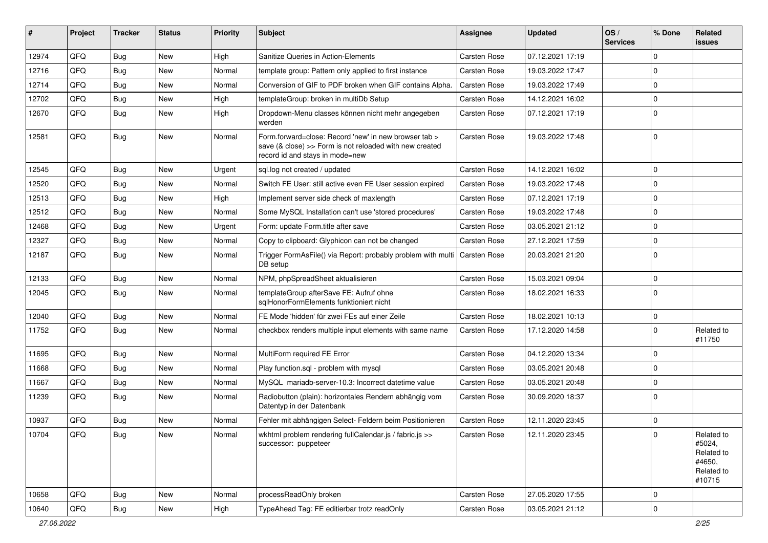| # | Project | Tracker | Status | Priority | Subject | Assignee | Updated | OS / Services | % Done | Related issues |
|---|---|---|---|---|---|---|---|---|---|---|
| 12974 | QFQ | Bug | New | High | Sanitize Queries in Action-Elements | Carsten Rose | 07.12.2021 17:19 | | 0 | |
| 12716 | QFQ | Bug | New | Normal | template group: Pattern only applied to first instance | Carsten Rose | 19.03.2022 17:47 | | 0 | |
| 12714 | QFQ | Bug | New | Normal | Conversion of GIF to PDF broken when GIF contains Alpha. | Carsten Rose | 19.03.2022 17:49 | | 0 | |
| 12702 | QFQ | Bug | New | High | templateGroup: broken in multiDb Setup | Carsten Rose | 14.12.2021 16:02 | | 0 | |
| 12670 | QFQ | Bug | New | High | Dropdown-Menu classes können nicht mehr angegeben werden | Carsten Rose | 07.12.2021 17:19 | | 0 | |
| 12581 | QFQ | Bug | New | Normal | Form.forward=close: Record 'new' in new browser tab > save (& close) >> Form is not reloaded with new created record id and stays in mode=new | Carsten Rose | 19.03.2022 17:48 | | 0 | |
| 12545 | QFQ | Bug | New | Urgent | sql.log not created / updated | Carsten Rose | 14.12.2021 16:02 | | 0 | |
| 12520 | QFQ | Bug | New | Normal | Switch FE User: still active even FE User session expired | Carsten Rose | 19.03.2022 17:48 | | 0 | |
| 12513 | QFQ | Bug | New | High | Implement server side check of maxlength | Carsten Rose | 07.12.2021 17:19 | | 0 | |
| 12512 | QFQ | Bug | New | Normal | Some MySQL Installation can't use 'stored procedures' | Carsten Rose | 19.03.2022 17:48 | | 0 | |
| 12468 | QFQ | Bug | New | Urgent | Form: update Form.title after save | Carsten Rose | 03.05.2021 21:12 | | 0 | |
| 12327 | QFQ | Bug | New | Normal | Copy to clipboard: Glyphicon can not be changed | Carsten Rose | 27.12.2021 17:59 | | 0 | |
| 12187 | QFQ | Bug | New | Normal | Trigger FormAsFile() via Report: probably problem with multi DB setup | Carsten Rose | 20.03.2021 21:20 | | 0 | |
| 12133 | QFQ | Bug | New | Normal | NPM, phpSpreadSheet aktualisieren | Carsten Rose | 15.03.2021 09:04 | | 0 | |
| 12045 | QFQ | Bug | New | Normal | templateGroup afterSave FE: Aufruf ohne sqlHonorFormElements funktioniert nicht | Carsten Rose | 18.02.2021 16:33 | | 0 | |
| 12040 | QFQ | Bug | New | Normal | FE Mode 'hidden' für zwei FEs auf einer Zeile | Carsten Rose | 18.02.2021 10:13 | | 0 | |
| 11752 | QFQ | Bug | New | Normal | checkbox renders multiple input elements with same name | Carsten Rose | 17.12.2020 14:58 | | 0 | Related to #11750 |
| 11695 | QFQ | Bug | New | Normal | MultiForm required FE Error | Carsten Rose | 04.12.2020 13:34 | | 0 | |
| 11668 | QFQ | Bug | New | Normal | Play function.sql - problem with mysql | Carsten Rose | 03.05.2021 20:48 | | 0 | |
| 11667 | QFQ | Bug | New | Normal | MySQL mariadb-server-10.3: Incorrect datetime value | Carsten Rose | 03.05.2021 20:48 | | 0 | |
| 11239 | QFQ | Bug | New | Normal | Radiobutton (plain): horizontales Rendern abhängig vom Datentyp in der Datenbank | Carsten Rose | 30.09.2020 18:37 | | 0 | |
| 10937 | QFQ | Bug | New | Normal | Fehler mit abhängigen Select- Feldern beim Positionieren | Carsten Rose | 12.11.2020 23:45 | | 0 | |
| 10704 | QFQ | Bug | New | Normal | wkhtml problem rendering fullCalendar.js / fabric.js >> successor: puppeteer | Carsten Rose | 12.11.2020 23:45 | | 0 | Related to #5024, Related to #4650, Related to #10715 |
| 10658 | QFQ | Bug | New | Normal | processReadOnly broken | Carsten Rose | 27.05.2020 17:55 | | 0 | |
| 10640 | QFQ | Bug | New | High | TypeAhead Tag: FE editierbar trotz readOnly | Carsten Rose | 03.05.2021 21:12 | | 0 | |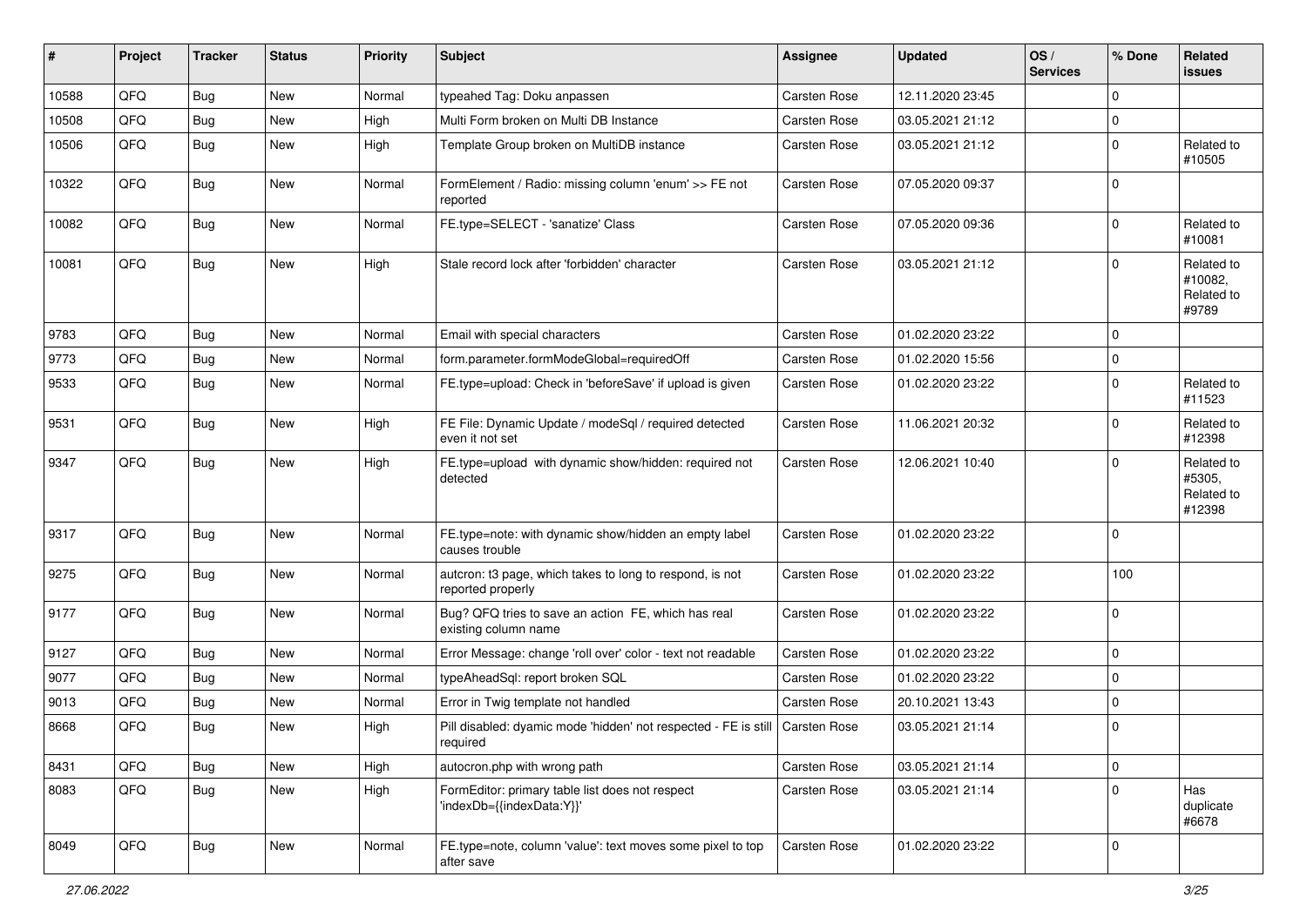| # | Project | Tracker | Status | Priority | Subject | Assignee | Updated | OS / Services | % Done | Related issues |
|---|---|---|---|---|---|---|---|---|---|---|
| 10588 | QFQ | Bug | New | Normal | typeahed Tag: Doku anpassen | Carsten Rose | 12.11.2020 23:45 | | 0 | |
| 10508 | QFQ | Bug | New | High | Multi Form broken on Multi DB Instance | Carsten Rose | 03.05.2021 21:12 | | 0 | |
| 10506 | QFQ | Bug | New | High | Template Group broken on MultiDB instance | Carsten Rose | 03.05.2021 21:12 | | 0 | Related to #10505 |
| 10322 | QFQ | Bug | New | Normal | FormElement / Radio: missing column 'enum' >> FE not reported | Carsten Rose | 07.05.2020 09:37 | | 0 | |
| 10082 | QFQ | Bug | New | Normal | FE.type=SELECT - 'sanatize' Class | Carsten Rose | 07.05.2020 09:36 | | 0 | Related to #10081 |
| 10081 | QFQ | Bug | New | High | Stale record lock after 'forbidden' character | Carsten Rose | 03.05.2021 21:12 | | 0 | Related to #10082, Related to #9789 |
| 9783 | QFQ | Bug | New | Normal | Email with special characters | Carsten Rose | 01.02.2020 23:22 | | 0 | |
| 9773 | QFQ | Bug | New | Normal | form.parameter.formModeGlobal=requiredOff | Carsten Rose | 01.02.2020 15:56 | | 0 | |
| 9533 | QFQ | Bug | New | Normal | FE.type=upload: Check in 'beforeSave' if upload is given | Carsten Rose | 01.02.2020 23:22 | | 0 | Related to #11523 |
| 9531 | QFQ | Bug | New | High | FE File: Dynamic Update / modeSql / required detected even it not set | Carsten Rose | 11.06.2021 20:32 | | 0 | Related to #12398 |
| 9347 | QFQ | Bug | New | High | FE.type=upload with dynamic show/hidden: required not detected | Carsten Rose | 12.06.2021 10:40 | | 0 | Related to #5305, Related to #12398 |
| 9317 | QFQ | Bug | New | Normal | FE.type=note: with dynamic show/hidden an empty label causes trouble | Carsten Rose | 01.02.2020 23:22 | | 0 | |
| 9275 | QFQ | Bug | New | Normal | autcron: t3 page, which takes to long to respond, is not reported properly | Carsten Rose | 01.02.2020 23:22 | | 100 | |
| 9177 | QFQ | Bug | New | Normal | Bug? QFQ tries to save an action FE, which has real existing column name | Carsten Rose | 01.02.2020 23:22 | | 0 | |
| 9127 | QFQ | Bug | New | Normal | Error Message: change 'roll over' color - text not readable | Carsten Rose | 01.02.2020 23:22 | | 0 | |
| 9077 | QFQ | Bug | New | Normal | typeAheadSql: report broken SQL | Carsten Rose | 01.02.2020 23:22 | | 0 | |
| 9013 | QFQ | Bug | New | Normal | Error in Twig template not handled | Carsten Rose | 20.10.2021 13:43 | | 0 | |
| 8668 | QFQ | Bug | New | High | Pill disabled: dyamic mode 'hidden' not respected - FE is still required | Carsten Rose | 03.05.2021 21:14 | | 0 | |
| 8431 | QFQ | Bug | New | High | autocron.php with wrong path | Carsten Rose | 03.05.2021 21:14 | | 0 | |
| 8083 | QFQ | Bug | New | High | FormEditor: primary table list does not respect 'indexDb={{indexData:Y}}' | Carsten Rose | 03.05.2021 21:14 | | 0 | Has duplicate #6678 |
| 8049 | QFQ | Bug | New | Normal | FE.type=note, column 'value': text moves some pixel to top after save | Carsten Rose | 01.02.2020 23:22 | | 0 | |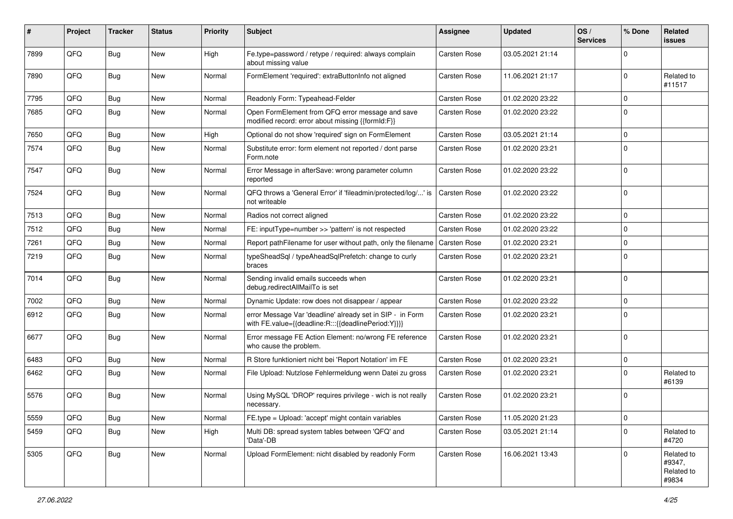| # | Project | Tracker | Status | Priority | Subject | Assignee | Updated | OS / Services | % Done | Related issues |
|---|---|---|---|---|---|---|---|---|---|---|
| 7899 | QFQ | Bug | New | High | Fe.type=password / retype / required: always complain about missing value | Carsten Rose | 03.05.2021 21:14 | | 0 | |
| 7890 | QFQ | Bug | New | Normal | FormElement 'required': extraButtonInfo not aligned | Carsten Rose | 11.06.2021 21:17 | | 0 | Related to #11517 |
| 7795 | QFQ | Bug | New | Normal | Readonly Form: Typeahead-Felder | Carsten Rose | 01.02.2020 23:22 | | 0 | |
| 7685 | QFQ | Bug | New | Normal | Open FormElement from QFQ error message and save modified record: error about missing {{formId:F}} | Carsten Rose | 01.02.2020 23:22 | | 0 | |
| 7650 | QFQ | Bug | New | High | Optional do not show 'required' sign on FormElement | Carsten Rose | 03.05.2021 21:14 | | 0 | |
| 7574 | QFQ | Bug | New | Normal | Substitute error: form element not reported / dont parse Form.note | Carsten Rose | 01.02.2020 23:21 | | 0 | |
| 7547 | QFQ | Bug | New | Normal | Error Message in afterSave: wrong parameter column reported | Carsten Rose | 01.02.2020 23:22 | | 0 | |
| 7524 | QFQ | Bug | New | Normal | QFQ throws a 'General Error' if 'fileadmin/protected/log/...' is not writeable | Carsten Rose | 01.02.2020 23:22 | | 0 | |
| 7513 | QFQ | Bug | New | Normal | Radios not correct aligned | Carsten Rose | 01.02.2020 23:22 | | 0 | |
| 7512 | QFQ | Bug | New | Normal | FE: inputType=number >> 'pattern' is not respected | Carsten Rose | 01.02.2020 23:22 | | 0 | |
| 7261 | QFQ | Bug | New | Normal | Report pathFilename for user without path, only the filename | Carsten Rose | 01.02.2020 23:21 | | 0 | |
| 7219 | QFQ | Bug | New | Normal | typeSheadSql / typeAheadSqlPrefetch: change to curly braces | Carsten Rose | 01.02.2020 23:21 | | 0 | |
| 7014 | QFQ | Bug | New | Normal | Sending invalid emails succeeds when debug.redirectAllMailTo is set | Carsten Rose | 01.02.2020 23:21 | | 0 | |
| 7002 | QFQ | Bug | New | Normal | Dynamic Update: row does not disappear / appear | Carsten Rose | 01.02.2020 23:22 | | 0 | |
| 6912 | QFQ | Bug | New | Normal | error Message Var 'deadline' already set in SIP - in Form with FE.value={{deadline:R:::{{deadlinePeriod:Y}}}} | Carsten Rose | 01.02.2020 23:21 | | 0 | |
| 6677 | QFQ | Bug | New | Normal | Error message FE Action Element: no/wrong FE reference who cause the problem. | Carsten Rose | 01.02.2020 23:21 | | 0 | |
| 6483 | QFQ | Bug | New | Normal | R Store funktioniert nicht bei 'Report Notation' im FE | Carsten Rose | 01.02.2020 23:21 | | 0 | |
| 6462 | QFQ | Bug | New | Normal | File Upload: Nutzlose Fehlermeldung wenn Datei zu gross | Carsten Rose | 01.02.2020 23:21 | | 0 | Related to #6139 |
| 5576 | QFQ | Bug | New | Normal | Using MySQL 'DROP' requires privilege - wich is not really necessary. | Carsten Rose | 01.02.2020 23:21 | | 0 | |
| 5559 | QFQ | Bug | New | Normal | FE.type = Upload: 'accept' might contain variables | Carsten Rose | 11.05.2020 21:23 | | 0 | |
| 5459 | QFQ | Bug | New | High | Multi DB: spread system tables between 'QFQ' and 'Data'-DB | Carsten Rose | 03.05.2021 21:14 | | 0 | Related to #4720 |
| 5305 | QFQ | Bug | New | Normal | Upload FormElement: nicht disabled by readonly Form | Carsten Rose | 16.06.2021 13:43 | | 0 | Related to #9347, Related to #9834 |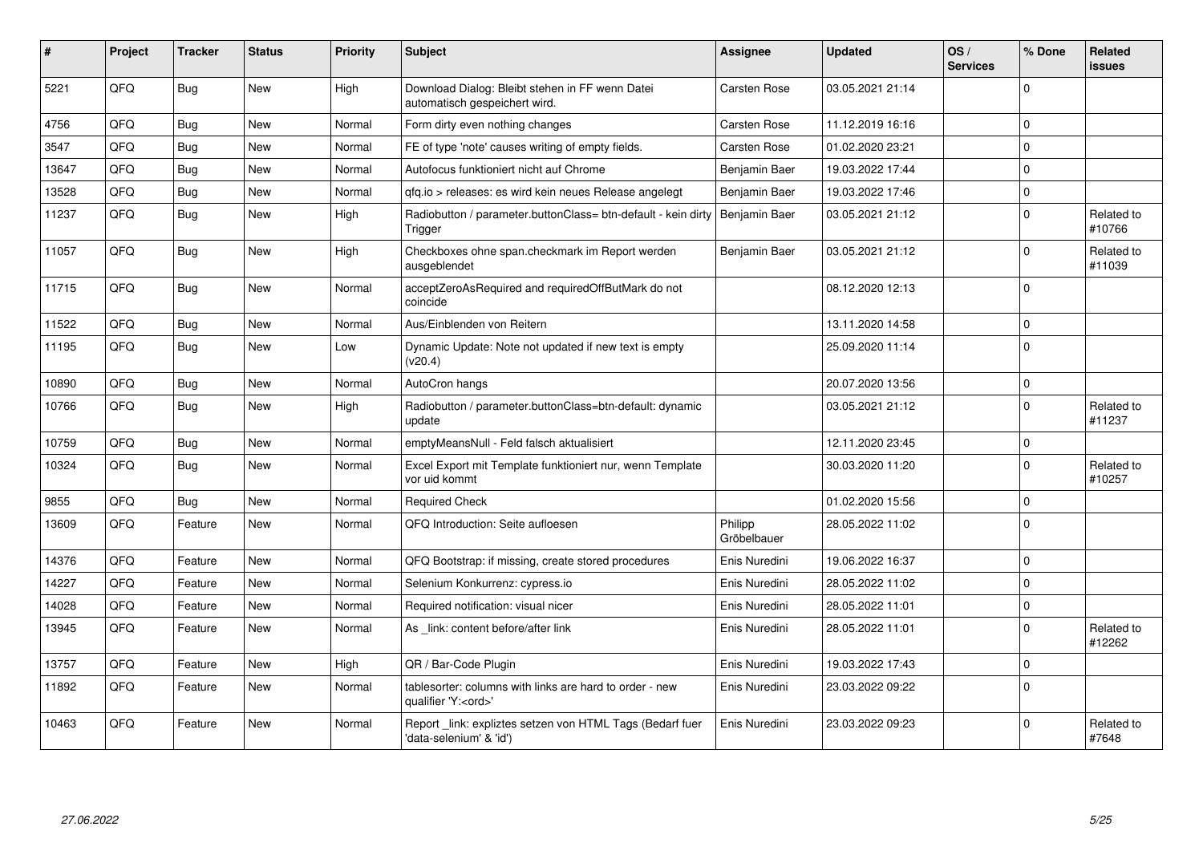| # | Project | Tracker | Status | Priority | Subject | Assignee | Updated | OS / Services | % Done | Related issues |
|---|---|---|---|---|---|---|---|---|---|---|
| 5221 | QFQ | Bug | New | High | Download Dialog: Bleibt stehen in FF wenn Datei automatisch gespeichert wird. | Carsten Rose | 03.05.2021 21:14 | | 0 | |
| 4756 | QFQ | Bug | New | Normal | Form dirty even nothing changes | Carsten Rose | 11.12.2019 16:16 | | 0 | |
| 3547 | QFQ | Bug | New | Normal | FE of type 'note' causes writing of empty fields. | Carsten Rose | 01.02.2020 23:21 | | 0 | |
| 13647 | QFQ | Bug | New | Normal | Autofocus funktioniert nicht auf Chrome | Benjamin Baer | 19.03.2022 17:44 | | 0 | |
| 13528 | QFQ | Bug | New | Normal | qfq.io > releases: es wird kein neues Release angelegt | Benjamin Baer | 19.03.2022 17:46 | | 0 | |
| 11237 | QFQ | Bug | New | High | Radiobutton / parameter.buttonClass= btn-default - kein dirty Trigger | Benjamin Baer | 03.05.2021 21:12 | | 0 | Related to #10766 |
| 11057 | QFQ | Bug | New | High | Checkboxes ohne span.checkmark im Report werden ausgeblendet | Benjamin Baer | 03.05.2021 21:12 | | 0 | Related to #11039 |
| 11715 | QFQ | Bug | New | Normal | acceptZeroAsRequired and requiredOffButMark do not coincide | | 08.12.2020 12:13 | | 0 | |
| 11522 | QFQ | Bug | New | Normal | Aus/Einblenden von Reitern | | 13.11.2020 14:58 | | 0 | |
| 11195 | QFQ | Bug | New | Low | Dynamic Update: Note not updated if new text is empty (v20.4) | | 25.09.2020 11:14 | | 0 | |
| 10890 | QFQ | Bug | New | Normal | AutoCron hangs | | 20.07.2020 13:56 | | 0 | |
| 10766 | QFQ | Bug | New | High | Radiobutton / parameter.buttonClass=btn-default: dynamic update | | 03.05.2021 21:12 | | 0 | Related to #11237 |
| 10759 | QFQ | Bug | New | Normal | emptyMeansNull - Feld falsch aktualisiert | | 12.11.2020 23:45 | | 0 | |
| 10324 | QFQ | Bug | New | Normal | Excel Export mit Template funktioniert nur, wenn Template vor uid kommt | | 30.03.2020 11:20 | | 0 | Related to #10257 |
| 9855 | QFQ | Bug | New | Normal | Required Check | | 01.02.2020 15:56 | | 0 | |
| 13609 | QFQ | Feature | New | Normal | QFQ Introduction: Seite aufloesen | Philipp Gröbelbauer | 28.05.2022 11:02 | | 0 | |
| 14376 | QFQ | Feature | New | Normal | QFQ Bootstrap: if missing, create stored procedures | Enis Nuredini | 19.06.2022 16:37 | | 0 | |
| 14227 | QFQ | Feature | New | Normal | Selenium Konkurrenz: cypress.io | Enis Nuredini | 28.05.2022 11:02 | | 0 | |
| 14028 | QFQ | Feature | New | Normal | Required notification: visual nicer | Enis Nuredini | 28.05.2022 11:01 | | 0 | |
| 13945 | QFQ | Feature | New | Normal | As _link: content before/after link | Enis Nuredini | 28.05.2022 11:01 | | 0 | Related to #12262 |
| 13757 | QFQ | Feature | New | High | QR / Bar-Code Plugin | Enis Nuredini | 19.03.2022 17:43 | | 0 | |
| 11892 | QFQ | Feature | New | Normal | tablesorter: columns with links are hard to order - new qualifier 'Y:<ord>' | Enis Nuredini | 23.03.2022 09:22 | | 0 | |
| 10463 | QFQ | Feature | New | Normal | Report _link: expliztes setzen von HTML Tags (Bedarf fuer 'data-selenium' & 'id') | Enis Nuredini | 23.03.2022 09:23 | | 0 | Related to #7648 |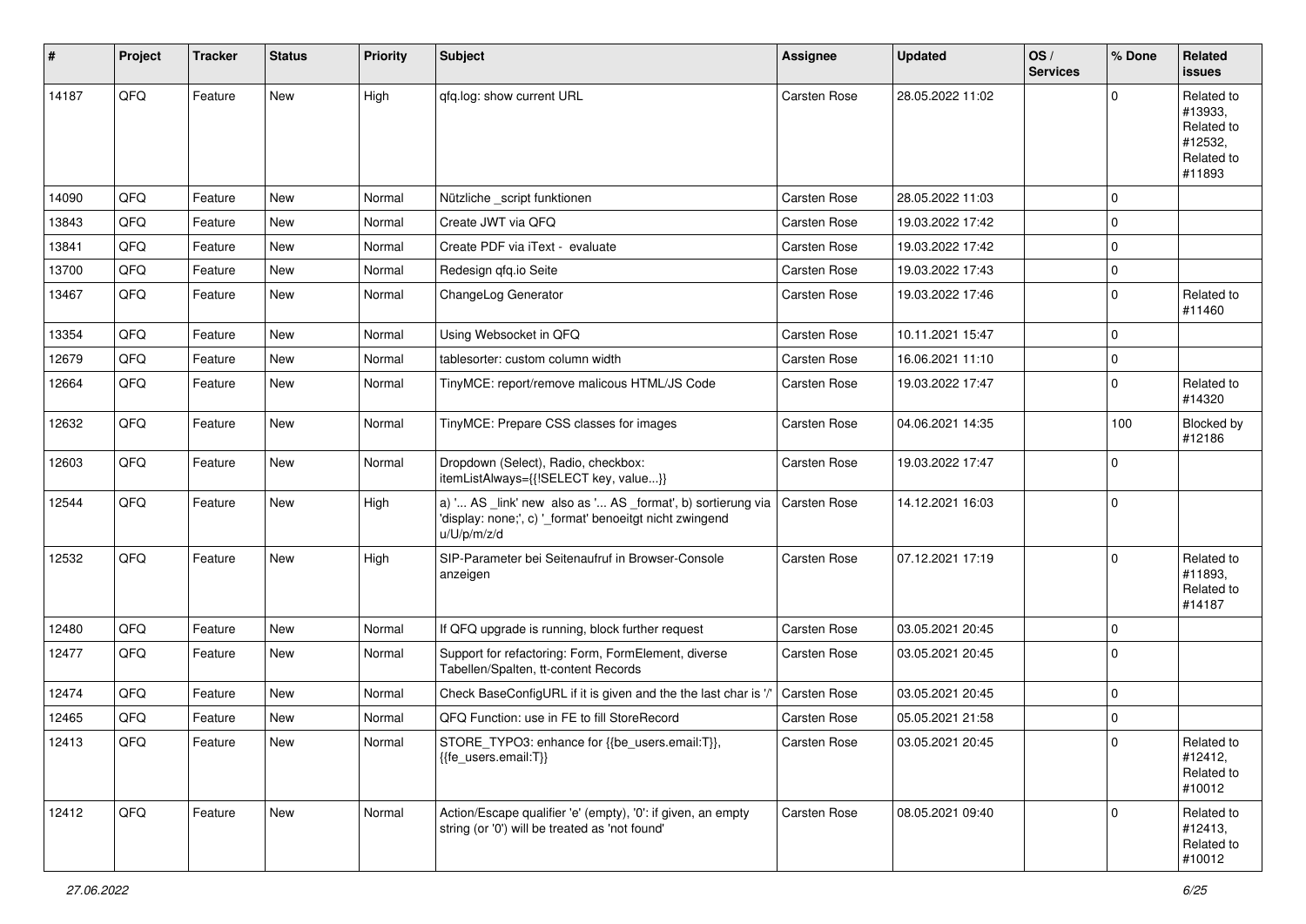| # | Project | Tracker | Status | Priority | Subject | Assignee | Updated | OS / Services | % Done | Related issues |
|---|---|---|---|---|---|---|---|---|---|---|
| 14187 | QFQ | Feature | New | High | qfq.log: show current URL | Carsten Rose | 28.05.2022 11:02 | | 0 | Related to #13933, Related to #12532, Related to #11893 |
| 14090 | QFQ | Feature | New | Normal | Nützliche _script funktionen | Carsten Rose | 28.05.2022 11:03 | | 0 | |
| 13843 | QFQ | Feature | New | Normal | Create JWT via QFQ | Carsten Rose | 19.03.2022 17:42 | | 0 | |
| 13841 | QFQ | Feature | New | Normal | Create PDF via iText - evaluate | Carsten Rose | 19.03.2022 17:42 | | 0 | |
| 13700 | QFQ | Feature | New | Normal | Redesign qfq.io Seite | Carsten Rose | 19.03.2022 17:43 | | 0 | |
| 13467 | QFQ | Feature | New | Normal | ChangeLog Generator | Carsten Rose | 19.03.2022 17:46 | | 0 | Related to #11460 |
| 13354 | QFQ | Feature | New | Normal | Using Websocket in QFQ | Carsten Rose | 10.11.2021 15:47 | | 0 | |
| 12679 | QFQ | Feature | New | Normal | tablesorter: custom column width | Carsten Rose | 16.06.2021 11:10 | | 0 | |
| 12664 | QFQ | Feature | New | Normal | TinyMCE: report/remove malicous HTML/JS Code | Carsten Rose | 19.03.2022 17:47 | | 0 | Related to #14320 |
| 12632 | QFQ | Feature | New | Normal | TinyMCE: Prepare CSS classes for images | Carsten Rose | 04.06.2021 14:35 | | 100 | Blocked by #12186 |
| 12603 | QFQ | Feature | New | Normal | Dropdown (Select), Radio, checkbox: itemListAlways={{!SELECT key, value...}} | Carsten Rose | 19.03.2022 17:47 | | 0 | |
| 12544 | QFQ | Feature | New | High | a) '... AS _link' new also as '... AS _format', b) sortierung via 'display: none;', c) '_format' benoeitgt nicht zwingend u/U/p/m/z/d | Carsten Rose | 14.12.2021 16:03 | | 0 | |
| 12532 | QFQ | Feature | New | High | SIP-Parameter bei Seitenaufruf in Browser-Console anzeigen | Carsten Rose | 07.12.2021 17:19 | | 0 | Related to #11893, Related to #14187 |
| 12480 | QFQ | Feature | New | Normal | If QFQ upgrade is running, block further request | Carsten Rose | 03.05.2021 20:45 | | 0 | |
| 12477 | QFQ | Feature | New | Normal | Support for refactoring: Form, FormElement, diverse Tabellen/Spalten, tt-content Records | Carsten Rose | 03.05.2021 20:45 | | 0 | |
| 12474 | QFQ | Feature | New | Normal | Check BaseConfigURL if it is given and the the last char is '/' | Carsten Rose | 03.05.2021 20:45 | | 0 | |
| 12465 | QFQ | Feature | New | Normal | QFQ Function: use in FE to fill StoreRecord | Carsten Rose | 05.05.2021 21:58 | | 0 | |
| 12413 | QFQ | Feature | New | Normal | STORE_TYPO3: enhance for {{be_users.email:T}}, {{fe_users.email:T}} | Carsten Rose | 03.05.2021 20:45 | | 0 | Related to #12412, Related to #10012 |
| 12412 | QFQ | Feature | New | Normal | Action/Escape qualifier 'e' (empty), '0': if given, an empty string (or '0') will be treated as 'not found' | Carsten Rose | 08.05.2021 09:40 | | 0 | Related to #12413, Related to #10012 |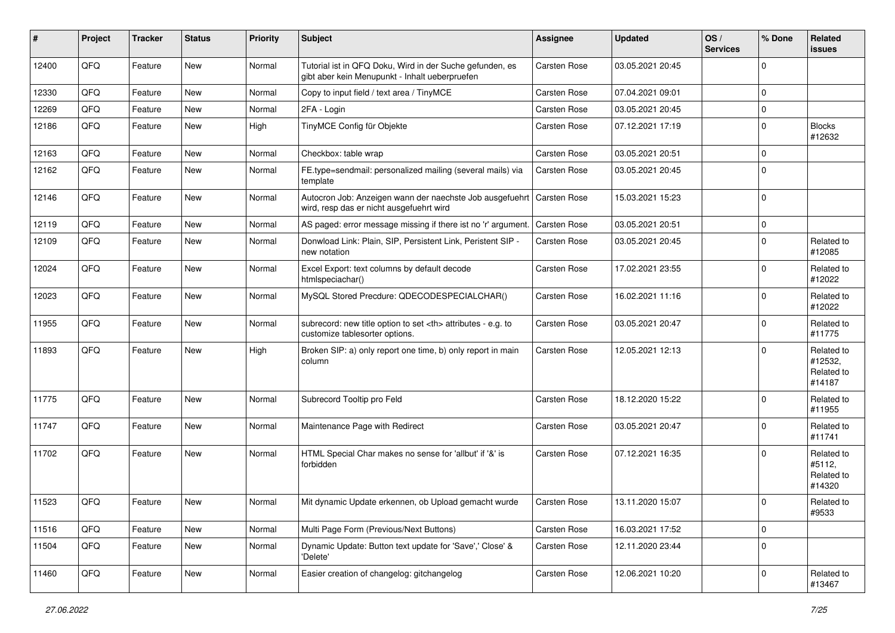| # | Project | Tracker | Status | Priority | Subject | Assignee | Updated | OS / Services | % Done | Related issues |
|---|---|---|---|---|---|---|---|---|---|---|
| 12400 | QFQ | Feature | New | Normal | Tutorial ist in QFQ Doku, Wird in der Suche gefunden, es gibt aber kein Menupunkt - Inhalt ueberpruefen | Carsten Rose | 03.05.2021 20:45 | | 0 | |
| 12330 | QFQ | Feature | New | Normal | Copy to input field / text area / TinyMCE | Carsten Rose | 07.04.2021 09:01 | | 0 | |
| 12269 | QFQ | Feature | New | Normal | 2FA - Login | Carsten Rose | 03.05.2021 20:45 | | 0 | |
| 12186 | QFQ | Feature | New | High | TinyMCE Config für Objekte | Carsten Rose | 07.12.2021 17:19 | | 0 | Blocks #12632 |
| 12163 | QFQ | Feature | New | Normal | Checkbox: table wrap | Carsten Rose | 03.05.2021 20:51 | | 0 | |
| 12162 | QFQ | Feature | New | Normal | FE.type=sendmail: personalized mailing (several mails) via template | Carsten Rose | 03.05.2021 20:45 | | 0 | |
| 12146 | QFQ | Feature | New | Normal | Autocron Job: Anzeigen wann der naechste Job ausgefuehrt wird, resp das er nicht ausgefuehrt wird | Carsten Rose | 15.03.2021 15:23 | | 0 | |
| 12119 | QFQ | Feature | New | Normal | AS paged: error message missing if there ist no 'r' argument. | Carsten Rose | 03.05.2021 20:51 | | 0 | |
| 12109 | QFQ | Feature | New | Normal | Donwload Link: Plain, SIP, Persistent Link, Peristent SIP - new notation | Carsten Rose | 03.05.2021 20:45 | | 0 | Related to #12085 |
| 12024 | QFQ | Feature | New | Normal | Excel Export: text columns by default decode htmlspeciachar() | Carsten Rose | 17.02.2021 23:55 | | 0 | Related to #12022 |
| 12023 | QFQ | Feature | New | Normal | MySQL Stored Precdure: QDECODESPECIALCHAR() | Carsten Rose | 16.02.2021 11:16 | | 0 | Related to #12022 |
| 11955 | QFQ | Feature | New | Normal | subrecord: new title option to set <th> attributes - e.g. to customize tablesorter options. | Carsten Rose | 03.05.2021 20:47 | | 0 | Related to #11775 |
| 11893 | QFQ | Feature | New | High | Broken SIP: a) only report one time, b) only report in main column | Carsten Rose | 12.05.2021 12:13 | | 0 | Related to #12532, Related to #14187 |
| 11775 | QFQ | Feature | New | Normal | Subrecord Tooltip pro Feld | Carsten Rose | 18.12.2020 15:22 | | 0 | Related to #11955 |
| 11747 | QFQ | Feature | New | Normal | Maintenance Page with Redirect | Carsten Rose | 03.05.2021 20:47 | | 0 | Related to #11741 |
| 11702 | QFQ | Feature | New | Normal | HTML Special Char makes no sense for 'allbut' if '&' is forbidden | Carsten Rose | 07.12.2021 16:35 | | 0 | Related to #5112, Related to #14320 |
| 11523 | QFQ | Feature | New | Normal | Mit dynamic Update erkennen, ob Upload gemacht wurde | Carsten Rose | 13.11.2020 15:07 | | 0 | Related to #9533 |
| 11516 | QFQ | Feature | New | Normal | Multi Page Form (Previous/Next Buttons) | Carsten Rose | 16.03.2021 17:52 | | 0 | |
| 11504 | QFQ | Feature | New | Normal | Dynamic Update: Button text update for 'Save',' Close' & 'Delete' | Carsten Rose | 12.11.2020 23:44 | | 0 | |
| 11460 | QFQ | Feature | New | Normal | Easier creation of changelog: gitchangelog | Carsten Rose | 12.06.2021 10:20 | | 0 | Related to #13467 |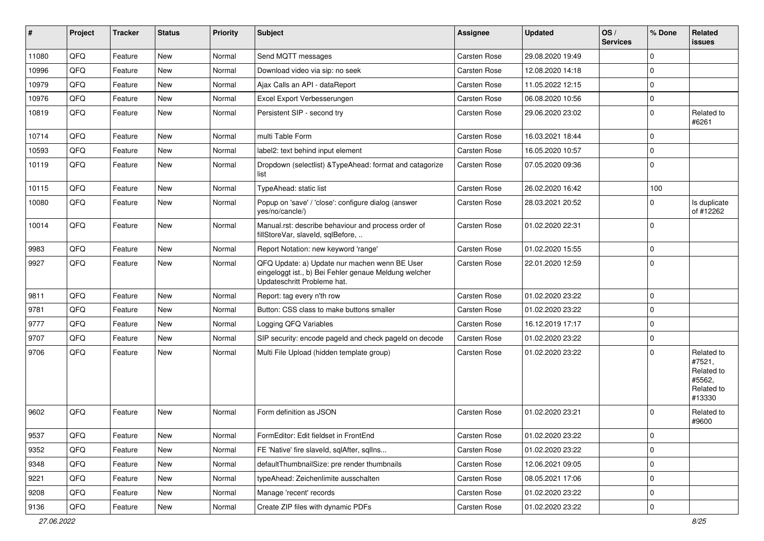| # | Project | Tracker | Status | Priority | Subject | Assignee | Updated | OS / Services | % Done | Related issues |
|---|---|---|---|---|---|---|---|---|---|---|
| 11080 | QFQ | Feature | New | Normal | Send MQTT messages | Carsten Rose | 29.08.2020 19:49 | | 0 | |
| 10996 | QFQ | Feature | New | Normal | Download video via sip: no seek | Carsten Rose | 12.08.2020 14:18 | | 0 | |
| 10979 | QFQ | Feature | New | Normal | Ajax Calls an API - dataReport | Carsten Rose | 11.05.2022 12:15 | | 0 | |
| 10976 | QFQ | Feature | New | Normal | Excel Export Verbesserungen | Carsten Rose | 06.08.2020 10:56 | | 0 | |
| 10819 | QFQ | Feature | New | Normal | Persistent SIP - second try | Carsten Rose | 29.06.2020 23:02 | | 0 | Related to #6261 |
| 10714 | QFQ | Feature | New | Normal | multi Table Form | Carsten Rose | 16.03.2021 18:44 | | 0 | |
| 10593 | QFQ | Feature | New | Normal | label2: text behind input element | Carsten Rose | 16.05.2020 10:57 | | 0 | |
| 10119 | QFQ | Feature | New | Normal | Dropdown (selectlist) &TypeAhead: format and catagorize list | Carsten Rose | 07.05.2020 09:36 | | 0 | |
| 10115 | QFQ | Feature | New | Normal | TypeAhead: static list | Carsten Rose | 26.02.2020 16:42 | | 100 | |
| 10080 | QFQ | Feature | New | Normal | Popup on 'save' / 'close': configure dialog (answer yes/no/cancle/) | Carsten Rose | 28.03.2021 20:52 | | 0 | Is duplicate of #12262 |
| 10014 | QFQ | Feature | New | Normal | Manual.rst: describe behaviour and process order of fillStoreVar, slaveId, sqlBefore, .. | Carsten Rose | 01.02.2020 22:31 | | 0 | |
| 9983 | QFQ | Feature | New | Normal | Report Notation: new keyword 'range' | Carsten Rose | 01.02.2020 15:55 | | 0 | |
| 9927 | QFQ | Feature | New | Normal | QFQ Update: a) Update nur machen wenn BE User eingeloggt ist., b) Bei Fehler genaue Meldung welcher Updateschritt Probleme hat. | Carsten Rose | 22.01.2020 12:59 | | 0 | |
| 9811 | QFQ | Feature | New | Normal | Report: tag every n'th row | Carsten Rose | 01.02.2020 23:22 | | 0 | |
| 9781 | QFQ | Feature | New | Normal | Button: CSS class to make buttons smaller | Carsten Rose | 01.02.2020 23:22 | | 0 | |
| 9777 | QFQ | Feature | New | Normal | Logging QFQ Variables | Carsten Rose | 16.12.2019 17:17 | | 0 | |
| 9707 | QFQ | Feature | New | Normal | SIP security: encode pageId and check pageId on decode | Carsten Rose | 01.02.2020 23:22 | | 0 | |
| 9706 | QFQ | Feature | New | Normal | Multi File Upload (hidden template group) | Carsten Rose | 01.02.2020 23:22 | | 0 | Related to #7521, Related to #5562, Related to #13330 |
| 9602 | QFQ | Feature | New | Normal | Form definition as JSON | Carsten Rose | 01.02.2020 23:21 | | 0 | Related to #9600 |
| 9537 | QFQ | Feature | New | Normal | FormEditor: Edit fieldset in FrontEnd | Carsten Rose | 01.02.2020 23:22 | | 0 | |
| 9352 | QFQ | Feature | New | Normal | FE 'Native' fire slaveId, sqlAfter, sqlIns... | Carsten Rose | 01.02.2020 23:22 | | 0 | |
| 9348 | QFQ | Feature | New | Normal | defaultThumbnailSize: pre render thumbnails | Carsten Rose | 12.06.2021 09:05 | | 0 | |
| 9221 | QFQ | Feature | New | Normal | typeAhead: Zeichenlimite ausschalten | Carsten Rose | 08.05.2021 17:06 | | 0 | |
| 9208 | QFQ | Feature | New | Normal | Manage 'recent' records | Carsten Rose | 01.02.2020 23:22 | | 0 | |
| 9136 | QFQ | Feature | New | Normal | Create ZIP files with dynamic PDFs | Carsten Rose | 01.02.2020 23:22 | | 0 | |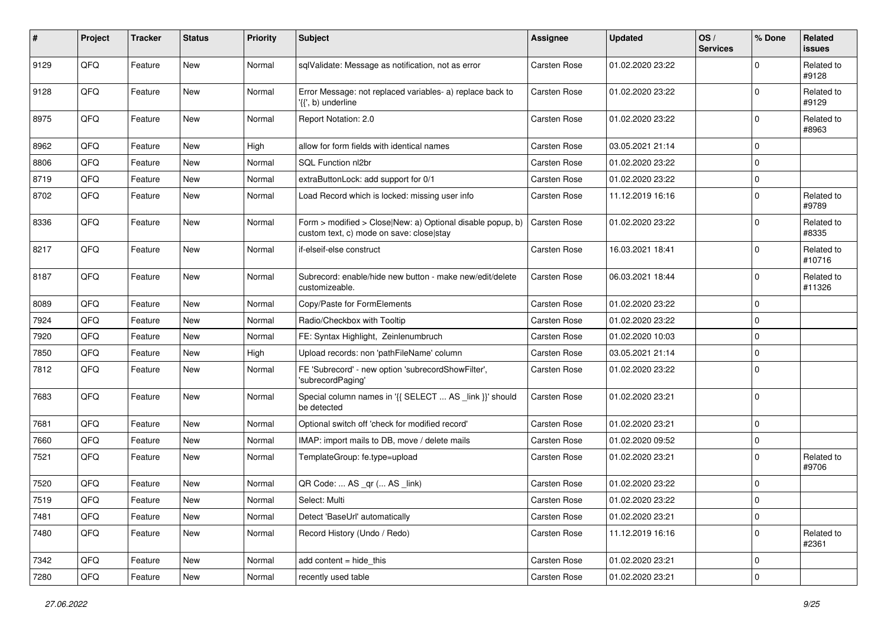| # | Project | Tracker | Status | Priority | Subject | Assignee | Updated | OS / Services | % Done | Related issues |
|---|---|---|---|---|---|---|---|---|---|---|
| 9129 | QFQ | Feature | New | Normal | sqlValidate: Message as notification, not as error | Carsten Rose | 01.02.2020 23:22 | | 0 | Related to #9128 |
| 9128 | QFQ | Feature | New | Normal | Error Message: not replaced variables- a) replace back to '{{', b) underline | Carsten Rose | 01.02.2020 23:22 | | 0 | Related to #9129 |
| 8975 | QFQ | Feature | New | Normal | Report Notation: 2.0 | Carsten Rose | 01.02.2020 23:22 | | 0 | Related to #8963 |
| 8962 | QFQ | Feature | New | High | allow for form fields with identical names | Carsten Rose | 03.05.2021 21:14 | | 0 | |
| 8806 | QFQ | Feature | New | Normal | SQL Function nl2br | Carsten Rose | 01.02.2020 23:22 | | 0 | |
| 8719 | QFQ | Feature | New | Normal | extraButtonLock: add support for 0/1 | Carsten Rose | 01.02.2020 23:22 | | 0 | |
| 8702 | QFQ | Feature | New | Normal | Load Record which is locked: missing user info | Carsten Rose | 11.12.2019 16:16 | | 0 | Related to #9789 |
| 8336 | QFQ | Feature | New | Normal | Form > modified > Close\|New: a) Optional disable popup, b) custom text, c) mode on save: close\|stay | Carsten Rose | 01.02.2020 23:22 | | 0 | Related to #8335 |
| 8217 | QFQ | Feature | New | Normal | if-elseif-else construct | Carsten Rose | 16.03.2021 18:41 | | 0 | Related to #10716 |
| 8187 | QFQ | Feature | New | Normal | Subrecord: enable/hide new button - make new/edit/delete customizeable. | Carsten Rose | 06.03.2021 18:44 | | 0 | Related to #11326 |
| 8089 | QFQ | Feature | New | Normal | Copy/Paste for FormElements | Carsten Rose | 01.02.2020 23:22 | | 0 | |
| 7924 | QFQ | Feature | New | Normal | Radio/Checkbox with Tooltip | Carsten Rose | 01.02.2020 23:22 | | 0 | |
| 7920 | QFQ | Feature | New | Normal | FE: Syntax Highlight, Zeinlenumbruch | Carsten Rose | 01.02.2020 10:03 | | 0 | |
| 7850 | QFQ | Feature | New | High | Upload records: non 'pathFileName' column | Carsten Rose | 03.05.2021 21:14 | | 0 | |
| 7812 | QFQ | Feature | New | Normal | FE 'Subrecord' - new option 'subrecordShowFilter', 'subrecordPaging' | Carsten Rose | 01.02.2020 23:22 | | 0 | |
| 7683 | QFQ | Feature | New | Normal | Special column names in '{{ SELECT ... AS _link }}' should be detected | Carsten Rose | 01.02.2020 23:21 | | 0 | |
| 7681 | QFQ | Feature | New | Normal | Optional switch off 'check for modified record' | Carsten Rose | 01.02.2020 23:21 | | 0 | |
| 7660 | QFQ | Feature | New | Normal | IMAP: import mails to DB, move / delete mails | Carsten Rose | 01.02.2020 09:52 | | 0 | |
| 7521 | QFQ | Feature | New | Normal | TemplateGroup: fe.type=upload | Carsten Rose | 01.02.2020 23:21 | | 0 | Related to #9706 |
| 7520 | QFQ | Feature | New | Normal | QR Code: ... AS _qr ( ... AS _link) | Carsten Rose | 01.02.2020 23:22 | | 0 | |
| 7519 | QFQ | Feature | New | Normal | Select: Multi | Carsten Rose | 01.02.2020 23:22 | | 0 | |
| 7481 | QFQ | Feature | New | Normal | Detect 'BaseUrl' automatically | Carsten Rose | 01.02.2020 23:21 | | 0 | |
| 7480 | QFQ | Feature | New | Normal | Record History (Undo / Redo) | Carsten Rose | 11.12.2019 16:16 | | 0 | Related to #2361 |
| 7342 | QFQ | Feature | New | Normal | add content = hide_this | Carsten Rose | 01.02.2020 23:21 | | 0 | |
| 7280 | QFQ | Feature | New | Normal | recently used table | Carsten Rose | 01.02.2020 23:21 | | 0 | |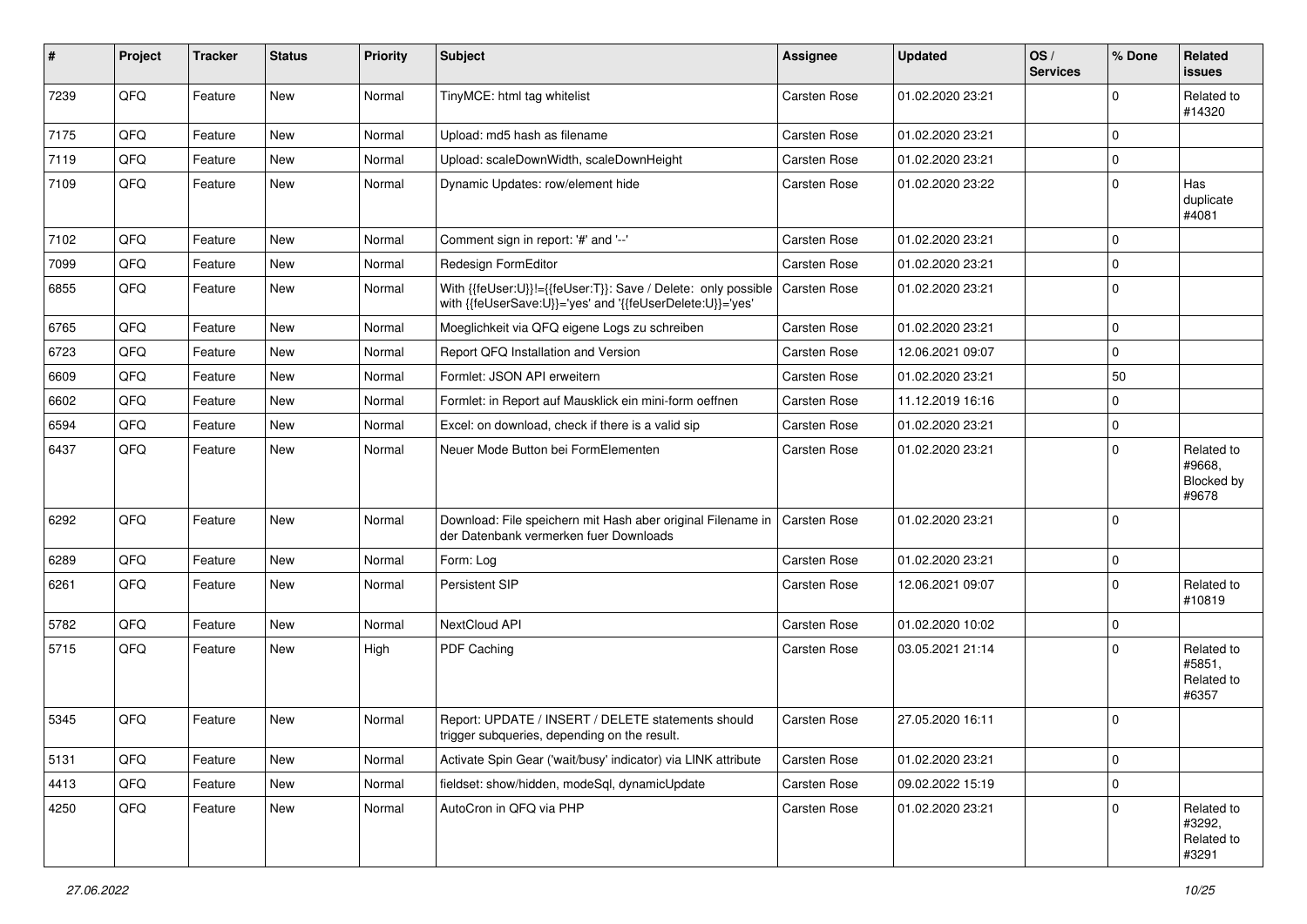| # | Project | Tracker | Status | Priority | Subject | Assignee | Updated | OS / Services | % Done | Related issues |
|---|---|---|---|---|---|---|---|---|---|---|
| 7239 | QFQ | Feature | New | Normal | TinyMCE: html tag whitelist | Carsten Rose | 01.02.2020 23:21 | | 0 | Related to #14320 |
| 7175 | QFQ | Feature | New | Normal | Upload: md5 hash as filename | Carsten Rose | 01.02.2020 23:21 | | 0 | |
| 7119 | QFQ | Feature | New | Normal | Upload: scaleDownWidth, scaleDownHeight | Carsten Rose | 01.02.2020 23:21 | | 0 | |
| 7109 | QFQ | Feature | New | Normal | Dynamic Updates: row/element hide | Carsten Rose | 01.02.2020 23:22 | | 0 | Has duplicate #4081 |
| 7102 | QFQ | Feature | New | Normal | Comment sign in report: '#' and '--' | Carsten Rose | 01.02.2020 23:21 | | 0 | |
| 7099 | QFQ | Feature | New | Normal | Redesign FormEditor | Carsten Rose | 01.02.2020 23:21 | | 0 | |
| 6855 | QFQ | Feature | New | Normal | With {{feUser:U}}!={{feUser:T}}: Save / Delete: only possible with {{feUserSave:U}}='yes' and '{{feUserDelete:U}}='yes' | Carsten Rose | 01.02.2020 23:21 | | 0 | |
| 6765 | QFQ | Feature | New | Normal | Moeglichkeit via QFQ eigene Logs zu schreiben | Carsten Rose | 01.02.2020 23:21 | | 0 | |
| 6723 | QFQ | Feature | New | Normal | Report QFQ Installation and Version | Carsten Rose | 12.06.2021 09:07 | | 0 | |
| 6609 | QFQ | Feature | New | Normal | Formlet: JSON API erweitern | Carsten Rose | 01.02.2020 23:21 | | 50 | |
| 6602 | QFQ | Feature | New | Normal | Formlet: in Report auf Mausklick ein mini-form oeffnen | Carsten Rose | 11.12.2019 16:16 | | 0 | |
| 6594 | QFQ | Feature | New | Normal | Excel: on download, check if there is a valid sip | Carsten Rose | 01.02.2020 23:21 | | 0 | |
| 6437 | QFQ | Feature | New | Normal | Neuer Mode Button bei FormElementen | Carsten Rose | 01.02.2020 23:21 | | 0 | Related to #9668, Blocked by #9678 |
| 6292 | QFQ | Feature | New | Normal | Download: File speichern mit Hash aber original Filename in der Datenbank vermerken fuer Downloads | Carsten Rose | 01.02.2020 23:21 | | 0 | |
| 6289 | QFQ | Feature | New | Normal | Form: Log | Carsten Rose | 01.02.2020 23:21 | | 0 | |
| 6261 | QFQ | Feature | New | Normal | Persistent SIP | Carsten Rose | 12.06.2021 09:07 | | 0 | Related to #10819 |
| 5782 | QFQ | Feature | New | Normal | NextCloud API | Carsten Rose | 01.02.2020 10:02 | | 0 | |
| 5715 | QFQ | Feature | New | High | PDF Caching | Carsten Rose | 03.05.2021 21:14 | | 0 | Related to #5851, Related to #6357 |
| 5345 | QFQ | Feature | New | Normal | Report: UPDATE / INSERT / DELETE statements should trigger subqueries, depending on the result. | Carsten Rose | 27.05.2020 16:11 | | 0 | |
| 5131 | QFQ | Feature | New | Normal | Activate Spin Gear ('wait/busy' indicator) via LINK attribute | Carsten Rose | 01.02.2020 23:21 | | 0 | |
| 4413 | QFQ | Feature | New | Normal | fieldset: show/hidden, modeSql, dynamicUpdate | Carsten Rose | 09.02.2022 15:19 | | 0 | |
| 4250 | QFQ | Feature | New | Normal | AutoCron in QFQ via PHP | Carsten Rose | 01.02.2020 23:21 | | 0 | Related to #3292, Related to #3291 |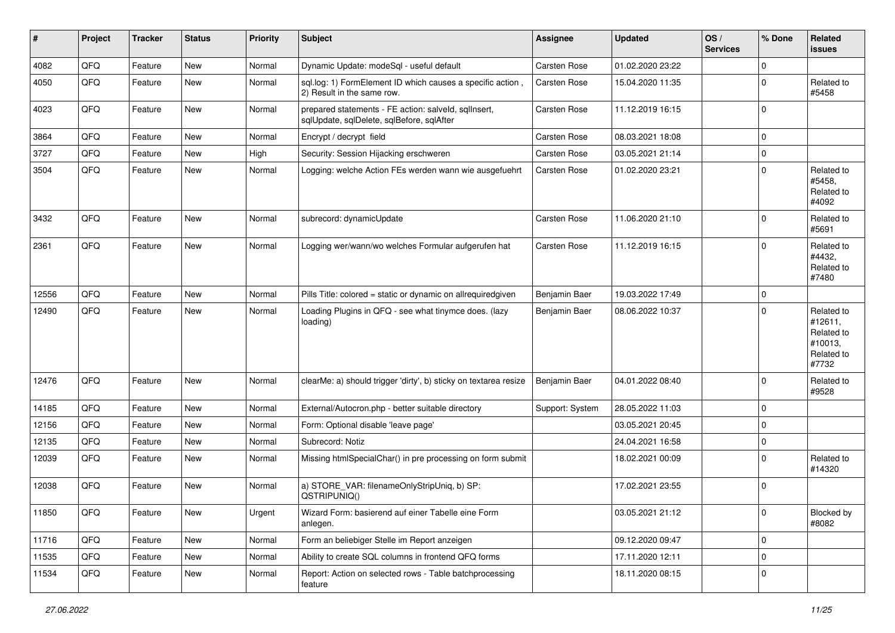| # | Project | Tracker | Status | Priority | Subject | Assignee | Updated | OS / Services | % Done | Related issues |
|---|---|---|---|---|---|---|---|---|---|---|
| 4082 | QFQ | Feature | New | Normal | Dynamic Update: modeSql - useful default | Carsten Rose | 01.02.2020 23:22 | | 0 | |
| 4050 | QFQ | Feature | New | Normal | sql.log: 1) FormElement ID which causes a specific action , 2) Result in the same row. | Carsten Rose | 15.04.2020 11:35 | | 0 | Related to #5458 |
| 4023 | QFQ | Feature | New | Normal | prepared statements - FE action: salveld, sqlInsert, sqlUpdate, sqlDelete, sqlBefore, sqlAfter | Carsten Rose | 11.12.2019 16:15 | | 0 | |
| 3864 | QFQ | Feature | New | Normal | Encrypt / decrypt field | Carsten Rose | 08.03.2021 18:08 | | 0 | |
| 3727 | QFQ | Feature | New | High | Security: Session Hijacking erschweren | Carsten Rose | 03.05.2021 21:14 | | 0 | |
| 3504 | QFQ | Feature | New | Normal | Logging: welche Action FEs werden wann wie ausgefuehrt | Carsten Rose | 01.02.2020 23:21 | | 0 | Related to #5458, Related to #4092 |
| 3432 | QFQ | Feature | New | Normal | subrecord: dynamicUpdate | Carsten Rose | 11.06.2020 21:10 | | 0 | Related to #5691 |
| 2361 | QFQ | Feature | New | Normal | Logging wer/wann/wo welches Formular aufgerufen hat | Carsten Rose | 11.12.2019 16:15 | | 0 | Related to #4432, Related to #7480 |
| 12556 | QFQ | Feature | New | Normal | Pills Title: colored = static or dynamic on allrequiredgiven | Benjamin Baer | 19.03.2022 17:49 | | 0 | |
| 12490 | QFQ | Feature | New | Normal | Loading Plugins in QFQ - see what tinymce does. (lazy loading) | Benjamin Baer | 08.06.2022 10:37 | | 0 | Related to #12611, Related to #10013, Related to #7732 |
| 12476 | QFQ | Feature | New | Normal | clearMe: a) should trigger 'dirty', b) sticky on textarea resize | Benjamin Baer | 04.01.2022 08:40 | | 0 | Related to #9528 |
| 14185 | QFQ | Feature | New | Normal | External/Autocron.php - better suitable directory | Support: System | 28.05.2022 11:03 | | 0 | |
| 12156 | QFQ | Feature | New | Normal | Form: Optional disable 'leave page' | | 03.05.2021 20:45 | | 0 | |
| 12135 | QFQ | Feature | New | Normal | Subrecord: Notiz | | 24.04.2021 16:58 | | 0 | |
| 12039 | QFQ | Feature | New | Normal | Missing htmlSpecialChar() in pre processing on form submit | | 18.02.2021 00:09 | | 0 | Related to #14320 |
| 12038 | QFQ | Feature | New | Normal | a) STORE_VAR: filenameOnlyStripUniq, b) SP: QSTRIPUNIQ() | | 17.02.2021 23:55 | | 0 | |
| 11850 | QFQ | Feature | New | Urgent | Wizard Form: basierend auf einer Tabelle eine Form anlegen. | | 03.05.2021 21:12 | | 0 | Blocked by #8082 |
| 11716 | QFQ | Feature | New | Normal | Form an beliebiger Stelle im Report anzeigen | | 09.12.2020 09:47 | | 0 | |
| 11535 | QFQ | Feature | New | Normal | Ability to create SQL columns in frontend QFQ forms | | 17.11.2020 12:11 | | 0 | |
| 11534 | QFQ | Feature | New | Normal | Report: Action on selected rows - Table batchprocessing feature | | 18.11.2020 08:15 | | 0 | |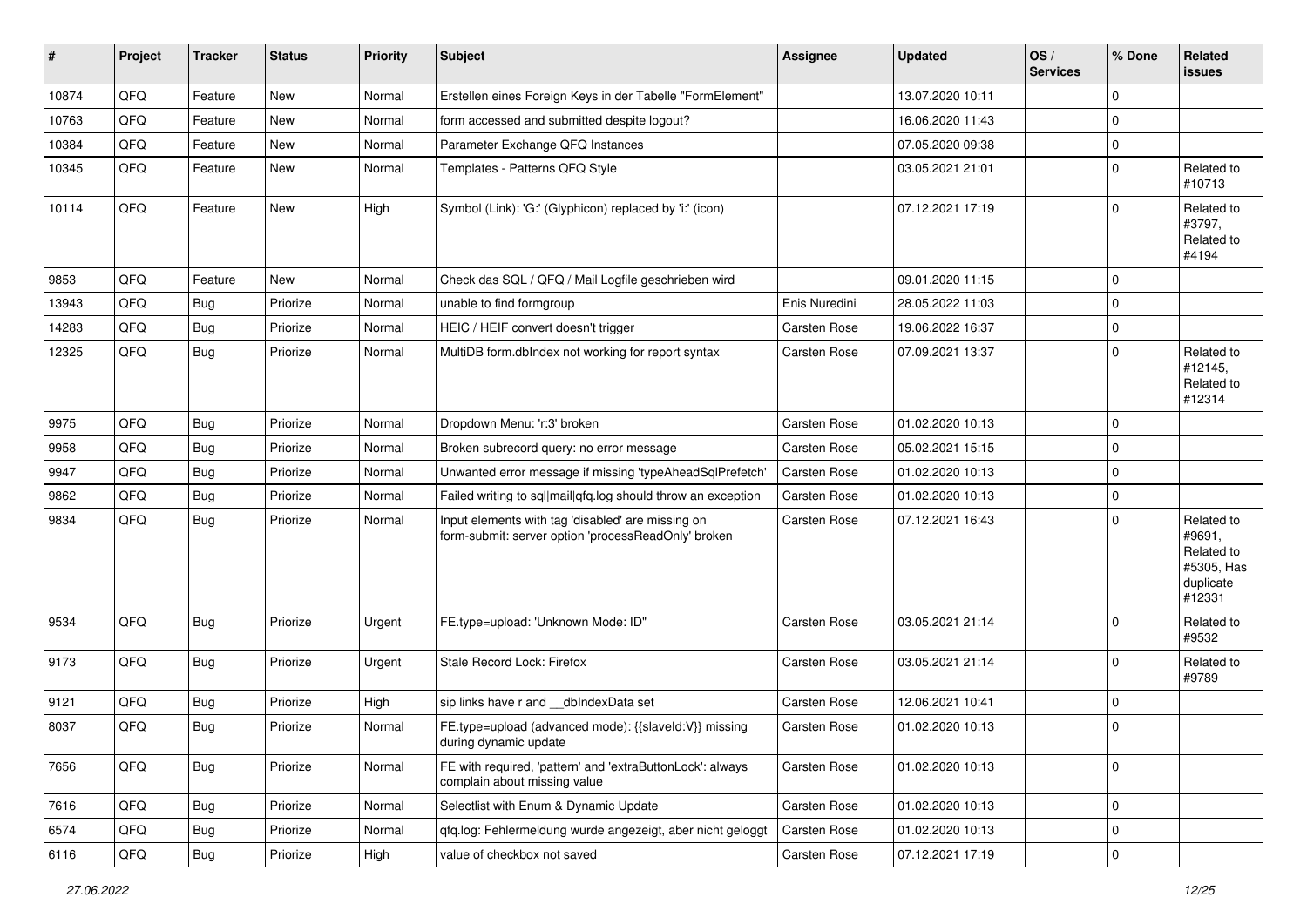| # | Project | Tracker | Status | Priority | Subject | Assignee | Updated | OS / Services | % Done | Related issues |
|---|---|---|---|---|---|---|---|---|---|---|
| 10874 | QFQ | Feature | New | Normal | Erstellen eines Foreign Keys in der Tabelle "FormElement" | | 13.07.2020 10:11 | | 0 | |
| 10763 | QFQ | Feature | New | Normal | form accessed and submitted despite logout? | | 16.06.2020 11:43 | | 0 | |
| 10384 | QFQ | Feature | New | Normal | Parameter Exchange QFQ Instances | | 07.05.2020 09:38 | | 0 | |
| 10345 | QFQ | Feature | New | Normal | Templates - Patterns QFQ Style | | 03.05.2021 21:01 | | 0 | Related to #10713 |
| 10114 | QFQ | Feature | New | High | Symbol (Link): 'G:' (Glyphicon) replaced by 'i:' (icon) | | 07.12.2021 17:19 | | 0 | Related to #3797, Related to #4194 |
| 9853 | QFQ | Feature | New | Normal | Check das SQL / QFQ / Mail Logfile geschrieben wird | | 09.01.2020 11:15 | | 0 | |
| 13943 | QFQ | Bug | Priorize | Normal | unable to find formgroup | Enis Nuredini | 28.05.2022 11:03 | | 0 | |
| 14283 | QFQ | Bug | Priorize | Normal | HEIC / HEIF convert doesn't trigger | Carsten Rose | 19.06.2022 16:37 | | 0 | |
| 12325 | QFQ | Bug | Priorize | Normal | MultiDB form.dbIndex not working for report syntax | Carsten Rose | 07.09.2021 13:37 | | 0 | Related to #12145, Related to #12314 |
| 9975 | QFQ | Bug | Priorize | Normal | Dropdown Menu: 'r:3' broken | Carsten Rose | 01.02.2020 10:13 | | 0 | |
| 9958 | QFQ | Bug | Priorize | Normal | Broken subrecord query: no error message | Carsten Rose | 05.02.2021 15:15 | | 0 | |
| 9947 | QFQ | Bug | Priorize | Normal | Unwanted error message if missing 'typeAheadSqlPrefetch' | Carsten Rose | 01.02.2020 10:13 | | 0 | |
| 9862 | QFQ | Bug | Priorize | Normal | Failed writing to sql\|mail\|qfq.log should throw an exception | Carsten Rose | 01.02.2020 10:13 | | 0 | |
| 9834 | QFQ | Bug | Priorize | Normal | Input elements with tag 'disabled' are missing on form-submit: server option 'processReadOnly' broken | Carsten Rose | 07.12.2021 16:43 | | 0 | Related to #9691, Related to #5305, Has duplicate #12331 |
| 9534 | QFQ | Bug | Priorize | Urgent | FE.type=upload: 'Unknown Mode: ID" | Carsten Rose | 03.05.2021 21:14 | | 0 | Related to #9532 |
| 9173 | QFQ | Bug | Priorize | Urgent | Stale Record Lock: Firefox | Carsten Rose | 03.05.2021 21:14 | | 0 | Related to #9789 |
| 9121 | QFQ | Bug | Priorize | High | sip links have r and __dbIndexData set | Carsten Rose | 12.06.2021 10:41 | | 0 | |
| 8037 | QFQ | Bug | Priorize | Normal | FE.type=upload (advanced mode): {{slaveId:V}} missing during dynamic update | Carsten Rose | 01.02.2020 10:13 | | 0 | |
| 7656 | QFQ | Bug | Priorize | Normal | FE with required, 'pattern' and 'extraButtonLock': always complain about missing value | Carsten Rose | 01.02.2020 10:13 | | 0 | |
| 7616 | QFQ | Bug | Priorize | Normal | Selectlist with Enum & Dynamic Update | Carsten Rose | 01.02.2020 10:13 | | 0 | |
| 6574 | QFQ | Bug | Priorize | Normal | qfq.log: Fehlermeldung wurde angezeigt, aber nicht geloggt | Carsten Rose | 01.02.2020 10:13 | | 0 | |
| 6116 | QFQ | Bug | Priorize | High | value of checkbox not saved | Carsten Rose | 07.12.2021 17:19 | | 0 | |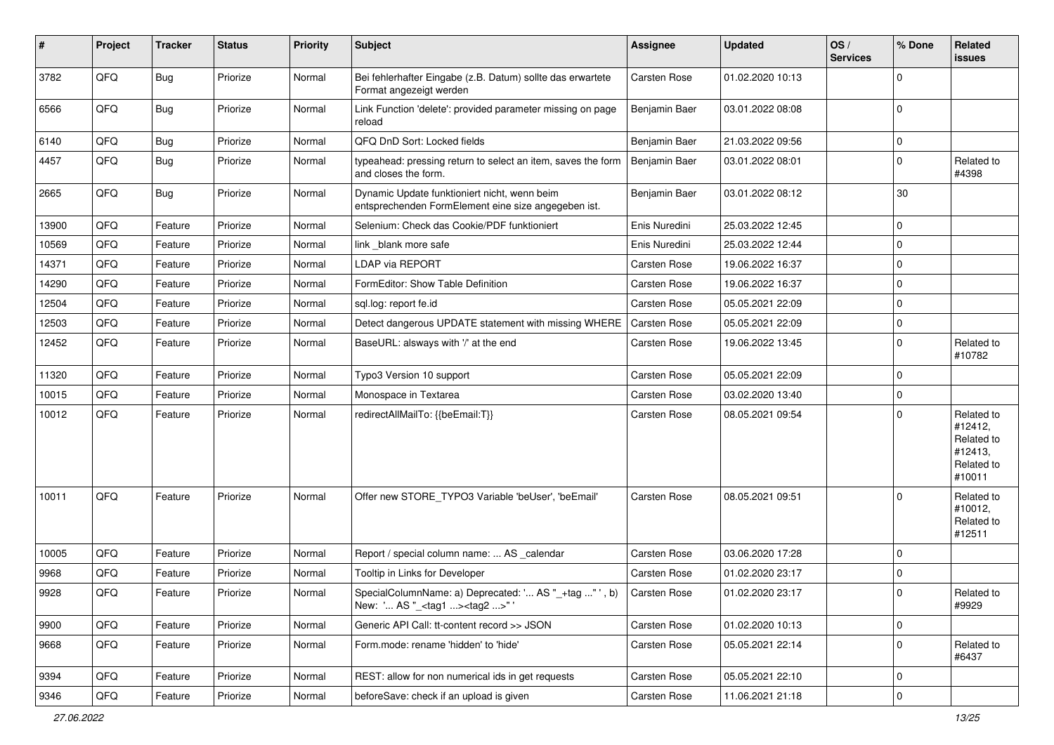| # | Project | Tracker | Status | Priority | Subject | Assignee | Updated | OS / Services | % Done | Related issues |
|---|---|---|---|---|---|---|---|---|---|---|
| 3782 | QFQ | Bug | Priorize | Normal | Bei fehlerhafter Eingabe (z.B. Datum) sollte das erwartete Format angezeigt werden | Carsten Rose | 01.02.2020 10:13 | | 0 | |
| 6566 | QFQ | Bug | Priorize | Normal | Link Function 'delete': provided parameter missing on page reload | Benjamin Baer | 03.01.2022 08:08 | | 0 | |
| 6140 | QFQ | Bug | Priorize | Normal | QFQ DnD Sort: Locked fields | Benjamin Baer | 21.03.2022 09:56 | | 0 | |
| 4457 | QFQ | Bug | Priorize | Normal | typeahead: pressing return to select an item, saves the form and closes the form. | Benjamin Baer | 03.01.2022 08:01 | | 0 | Related to #4398 |
| 2665 | QFQ | Bug | Priorize | Normal | Dynamic Update funktioniert nicht, wenn beim entsprechenden FormElement eine size angegeben ist. | Benjamin Baer | 03.01.2022 08:12 | | 30 | |
| 13900 | QFQ | Feature | Priorize | Normal | Selenium: Check das Cookie/PDF funktioniert | Enis Nuredini | 25.03.2022 12:45 | | 0 | |
| 10569 | QFQ | Feature | Priorize | Normal | link _blank more safe | Enis Nuredini | 25.03.2022 12:44 | | 0 | |
| 14371 | QFQ | Feature | Priorize | Normal | LDAP via REPORT | Carsten Rose | 19.06.2022 16:37 | | 0 | |
| 14290 | QFQ | Feature | Priorize | Normal | FormEditor: Show Table Definition | Carsten Rose | 19.06.2022 16:37 | | 0 | |
| 12504 | QFQ | Feature | Priorize | Normal | sql.log: report fe.id | Carsten Rose | 05.05.2021 22:09 | | 0 | |
| 12503 | QFQ | Feature | Priorize | Normal | Detect dangerous UPDATE statement with missing WHERE | Carsten Rose | 05.05.2021 22:09 | | 0 | |
| 12452 | QFQ | Feature | Priorize | Normal | BaseURL: alsways with '/' at the end | Carsten Rose | 19.06.2022 13:45 | | 0 | Related to #10782 |
| 11320 | QFQ | Feature | Priorize | Normal | Typo3 Version 10 support | Carsten Rose | 05.05.2021 22:09 | | 0 | |
| 10015 | QFQ | Feature | Priorize | Normal | Monospace in Textarea | Carsten Rose | 03.02.2020 13:40 | | 0 | |
| 10012 | QFQ | Feature | Priorize | Normal | redirectAllMailTo: {{beEmail:T}} | Carsten Rose | 08.05.2021 09:54 | | 0 | Related to #12412, Related to #12413, Related to #10011 |
| 10011 | QFQ | Feature | Priorize | Normal | Offer new STORE_TYPO3 Variable 'beUser', 'beEmail' | Carsten Rose | 08.05.2021 09:51 | | 0 | Related to #10012, Related to #12511 |
| 10005 | QFQ | Feature | Priorize | Normal | Report / special column name: ... AS _calendar | Carsten Rose | 03.06.2020 17:28 | | 0 | |
| 9968 | QFQ | Feature | Priorize | Normal | Tooltip in Links for Developer | Carsten Rose | 01.02.2020 23:17 | | 0 | |
| 9928 | QFQ | Feature | Priorize | Normal | SpecialColumnName: a) Deprecated: '... AS "_+tag ..." ', b) New: '... AS "_<tag1 ...><tag2 ...>" ' | Carsten Rose | 01.02.2020 23:17 | | 0 | Related to #9929 |
| 9900 | QFQ | Feature | Priorize | Normal | Generic API Call: tt-content record >> JSON | Carsten Rose | 01.02.2020 10:13 | | 0 | |
| 9668 | QFQ | Feature | Priorize | Normal | Form.mode: rename 'hidden' to 'hide' | Carsten Rose | 05.05.2021 22:14 | | 0 | Related to #6437 |
| 9394 | QFQ | Feature | Priorize | Normal | REST: allow for non numerical ids in get requests | Carsten Rose | 05.05.2021 22:10 | | 0 | |
| 9346 | QFQ | Feature | Priorize | Normal | beforeSave: check if an upload is given | Carsten Rose | 11.06.2021 21:18 | | 0 | |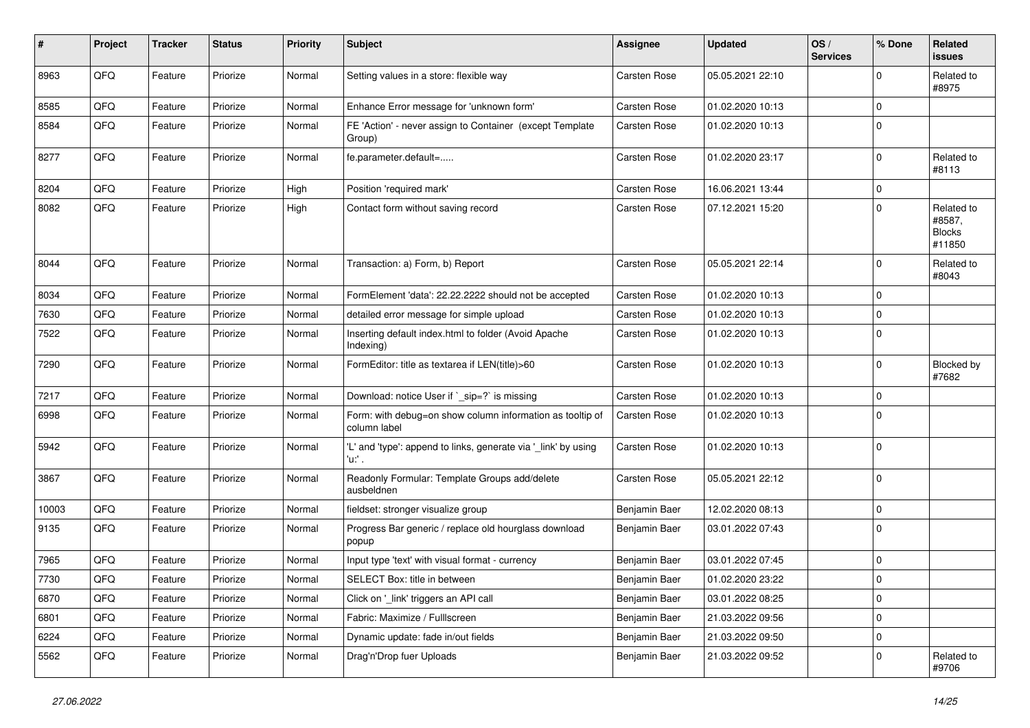| # | Project | Tracker | Status | Priority | Subject | Assignee | Updated | OS / Services | % Done | Related issues |
|---|---|---|---|---|---|---|---|---|---|---|
| 8963 | QFQ | Feature | Priorize | Normal | Setting values in a store: flexible way | Carsten Rose | 05.05.2021 22:10 | | 0 | Related to #8975 |
| 8585 | QFQ | Feature | Priorize | Normal | Enhance Error message for 'unknown form' | Carsten Rose | 01.02.2020 10:13 | | 0 | |
| 8584 | QFQ | Feature | Priorize | Normal | FE 'Action' - never assign to Container (except Template Group) | Carsten Rose | 01.02.2020 10:13 | | 0 | |
| 8277 | QFQ | Feature | Priorize | Normal | fe.parameter.default=..... | Carsten Rose | 01.02.2020 23:17 | | 0 | Related to #8113 |
| 8204 | QFQ | Feature | Priorize | High | Position 'required mark' | Carsten Rose | 16.06.2021 13:44 | | 0 | |
| 8082 | QFQ | Feature | Priorize | High | Contact form without saving record | Carsten Rose | 07.12.2021 15:20 | | 0 | Related to #8587, Blocks #11850 |
| 8044 | QFQ | Feature | Priorize | Normal | Transaction: a) Form, b) Report | Carsten Rose | 05.05.2021 22:14 | | 0 | Related to #8043 |
| 8034 | QFQ | Feature | Priorize | Normal | FormElement 'data': 22.22.2222 should not be accepted | Carsten Rose | 01.02.2020 10:13 | | 0 | |
| 7630 | QFQ | Feature | Priorize | Normal | detailed error message for simple upload | Carsten Rose | 01.02.2020 10:13 | | 0 | |
| 7522 | QFQ | Feature | Priorize | Normal | Inserting default index.html to folder (Avoid Apache Indexing) | Carsten Rose | 01.02.2020 10:13 | | 0 | |
| 7290 | QFQ | Feature | Priorize | Normal | FormEditor: title as textarea if LEN(title)>60 | Carsten Rose | 01.02.2020 10:13 | | 0 | Blocked by #7682 |
| 7217 | QFQ | Feature | Priorize | Normal | Download: notice User if `_sip=?` is missing | Carsten Rose | 01.02.2020 10:13 | | 0 | |
| 6998 | QFQ | Feature | Priorize | Normal | Form: with debug=on show column information as tooltip of column label | Carsten Rose | 01.02.2020 10:13 | | 0 | |
| 5942 | QFQ | Feature | Priorize | Normal | 'L' and 'type': append to links, generate via '_link' by using 'u:' . | Carsten Rose | 01.02.2020 10:13 | | 0 | |
| 3867 | QFQ | Feature | Priorize | Normal | Readonly Formular: Template Groups add/delete ausbeldnen | Carsten Rose | 05.05.2021 22:12 | | 0 | |
| 10003 | QFQ | Feature | Priorize | Normal | fieldset: stronger visualize group | Benjamin Baer | 12.02.2020 08:13 | | 0 | |
| 9135 | QFQ | Feature | Priorize | Normal | Progress Bar generic / replace old hourglass download popup | Benjamin Baer | 03.01.2022 07:43 | | 0 | |
| 7965 | QFQ | Feature | Priorize | Normal | Input type 'text' with visual format - currency | Benjamin Baer | 03.01.2022 07:45 | | 0 | |
| 7730 | QFQ | Feature | Priorize | Normal | SELECT Box: title in between | Benjamin Baer | 01.02.2020 23:22 | | 0 | |
| 6870 | QFQ | Feature | Priorize | Normal | Click on '_link' triggers an API call | Benjamin Baer | 03.01.2022 08:25 | | 0 | |
| 6801 | QFQ | Feature | Priorize | Normal | Fabric: Maximize / Fulllscreen | Benjamin Baer | 21.03.2022 09:56 | | 0 | |
| 6224 | QFQ | Feature | Priorize | Normal | Dynamic update: fade in/out fields | Benjamin Baer | 21.03.2022 09:50 | | 0 | |
| 5562 | QFQ | Feature | Priorize | Normal | Drag'n'Drop fuer Uploads | Benjamin Baer | 21.03.2022 09:52 | | 0 | Related to #9706 |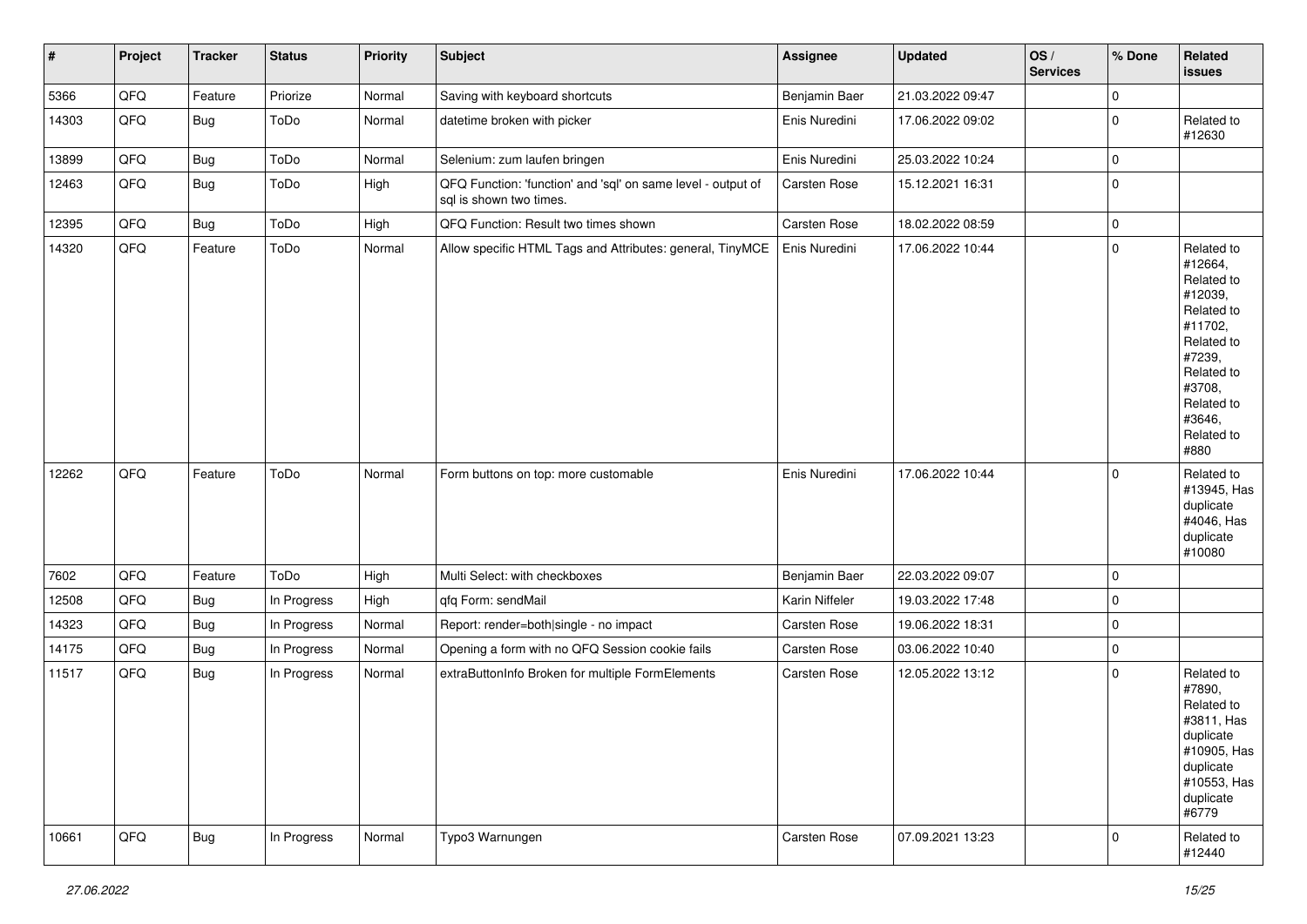| # | Project | Tracker | Status | Priority | Subject | Assignee | Updated | OS / Services | % Done | Related issues |
|---|---|---|---|---|---|---|---|---|---|---|
| 5366 | QFQ | Feature | Priorize | Normal | Saving with keyboard shortcuts | Benjamin Baer | 21.03.2022 09:47 | | 0 | |
| 14303 | QFQ | Bug | ToDo | Normal | datetime broken with picker | Enis Nuredini | 17.06.2022 09:02 | | 0 | Related to #12630 |
| 13899 | QFQ | Bug | ToDo | Normal | Selenium: zum laufen bringen | Enis Nuredini | 25.03.2022 10:24 | | 0 | |
| 12463 | QFQ | Bug | ToDo | High | QFQ Function: 'function' and 'sql' on same level - output of sql is shown two times. | Carsten Rose | 15.12.2021 16:31 | | 0 | |
| 12395 | QFQ | Bug | ToDo | High | QFQ Function: Result two times shown | Carsten Rose | 18.02.2022 08:59 | | 0 | |
| 14320 | QFQ | Feature | ToDo | Normal | Allow specific HTML Tags and Attributes: general, TinyMCE | Enis Nuredini | 17.06.2022 10:44 | | 0 | Related to #12664, Related to #12039, Related to #11702, Related to #7239, Related to #3708, Related to #3646, Related to #880 |
| 12262 | QFQ | Feature | ToDo | Normal | Form buttons on top: more customable | Enis Nuredini | 17.06.2022 10:44 | | 0 | Related to #13945, Has duplicate #4046, Has duplicate #10080 |
| 7602 | QFQ | Feature | ToDo | High | Multi Select: with checkboxes | Benjamin Baer | 22.03.2022 09:07 | | 0 | |
| 12508 | QFQ | Bug | In Progress | High | qfq Form: sendMail | Karin Niffeler | 19.03.2022 17:48 | | 0 | |
| 14323 | QFQ | Bug | In Progress | Normal | Report: render=both\|single - no impact | Carsten Rose | 19.06.2022 18:31 | | 0 | |
| 14175 | QFQ | Bug | In Progress | Normal | Opening a form with no QFQ Session cookie fails | Carsten Rose | 03.06.2022 10:40 | | 0 | |
| 11517 | QFQ | Bug | In Progress | Normal | extraButtonInfo Broken for multiple FormElements | Carsten Rose | 12.05.2022 13:12 | | 0 | Related to #7890, Related to #3811, Has duplicate #10905, Has duplicate #10553, Has duplicate #6779 |
| 10661 | QFQ | Bug | In Progress | Normal | Typo3 Warnungen | Carsten Rose | 07.09.2021 13:23 | | 0 | Related to #12440 |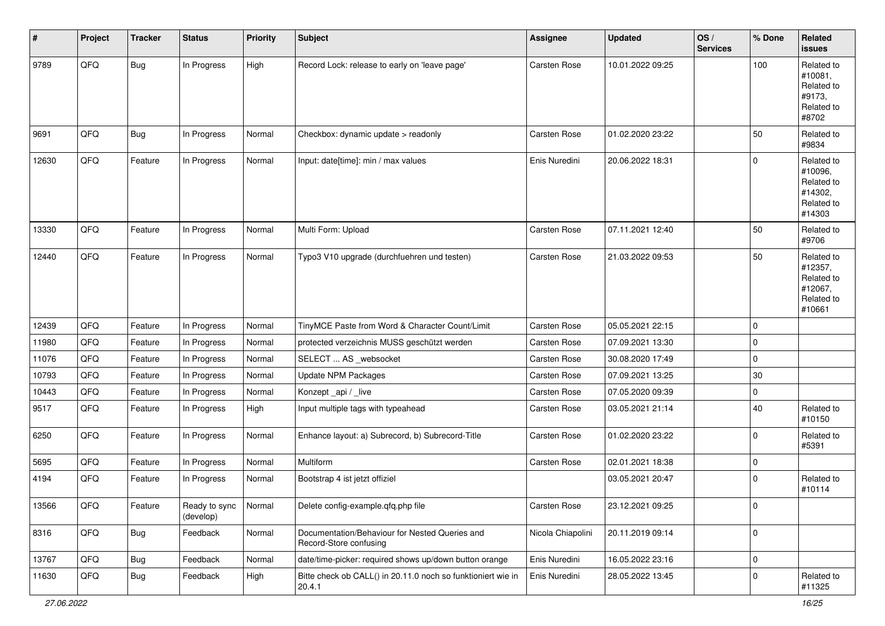| # | Project | Tracker | Status | Priority | Subject | Assignee | Updated | OS / Services | % Done | Related issues |
|---|---|---|---|---|---|---|---|---|---|---|
| 9789 | QFQ | Bug | In Progress | High | Record Lock: release to early on 'leave page' | Carsten Rose | 10.01.2022 09:25 | | 100 | Related to #10081, Related to #9173, Related to #8702 |
| 9691 | QFQ | Bug | In Progress | Normal | Checkbox: dynamic update > readonly | Carsten Rose | 01.02.2020 23:22 | | 50 | Related to #9834 |
| 12630 | QFQ | Feature | In Progress | Normal | Input: date[time]: min / max values | Enis Nuredini | 20.06.2022 18:31 | | 0 | Related to #10096, Related to #14302, Related to #14303 |
| 13330 | QFQ | Feature | In Progress | Normal | Multi Form: Upload | Carsten Rose | 07.11.2021 12:40 | | 50 | Related to #9706 |
| 12440 | QFQ | Feature | In Progress | Normal | Typo3 V10 upgrade (durchfuehren und testen) | Carsten Rose | 21.03.2022 09:53 | | 50 | Related to #12357, Related to #12067, Related to #10661 |
| 12439 | QFQ | Feature | In Progress | Normal | TinyMCE Paste from Word & Character Count/Limit | Carsten Rose | 05.05.2021 22:15 | | 0 | |
| 11980 | QFQ | Feature | In Progress | Normal | protected verzeichnis MUSS geschützt werden | Carsten Rose | 07.09.2021 13:30 | | 0 | |
| 11076 | QFQ | Feature | In Progress | Normal | SELECT ... AS _websocket | Carsten Rose | 30.08.2020 17:49 | | 0 | |
| 10793 | QFQ | Feature | In Progress | Normal | Update NPM Packages | Carsten Rose | 07.09.2021 13:25 | | 30 | |
| 10443 | QFQ | Feature | In Progress | Normal | Konzept _api / _live | Carsten Rose | 07.05.2020 09:39 | | 0 | |
| 9517 | QFQ | Feature | In Progress | High | Input multiple tags with typeahead | Carsten Rose | 03.05.2021 21:14 | | 40 | Related to #10150 |
| 6250 | QFQ | Feature | In Progress | Normal | Enhance layout: a) Subrecord, b) Subrecord-Title | Carsten Rose | 01.02.2020 23:22 | | 0 | Related to #5391 |
| 5695 | QFQ | Feature | In Progress | Normal | Multiform | Carsten Rose | 02.01.2021 18:38 | | 0 | |
| 4194 | QFQ | Feature | In Progress | Normal | Bootstrap 4 ist jetzt offiziel | | 03.05.2021 20:47 | | 0 | Related to #10114 |
| 13566 | QFQ | Feature | Ready to sync (develop) | Normal | Delete config-example.qfq.php file | Carsten Rose | 23.12.2021 09:25 | | 0 | |
| 8316 | QFQ | Bug | Feedback | Normal | Documentation/Behaviour for Nested Queries and Record-Store confusing | Nicola Chiapolini | 20.11.2019 09:14 | | 0 | |
| 13767 | QFQ | Bug | Feedback | Normal | date/time-picker: required shows up/down button orange | Enis Nuredini | 16.05.2022 23:16 | | 0 | |
| 11630 | QFQ | Bug | Feedback | High | Bitte check ob CALL() in 20.11.0 noch so funktioniert wie in 20.4.1 | Enis Nuredini | 28.05.2022 13:45 | | 0 | Related to #11325 |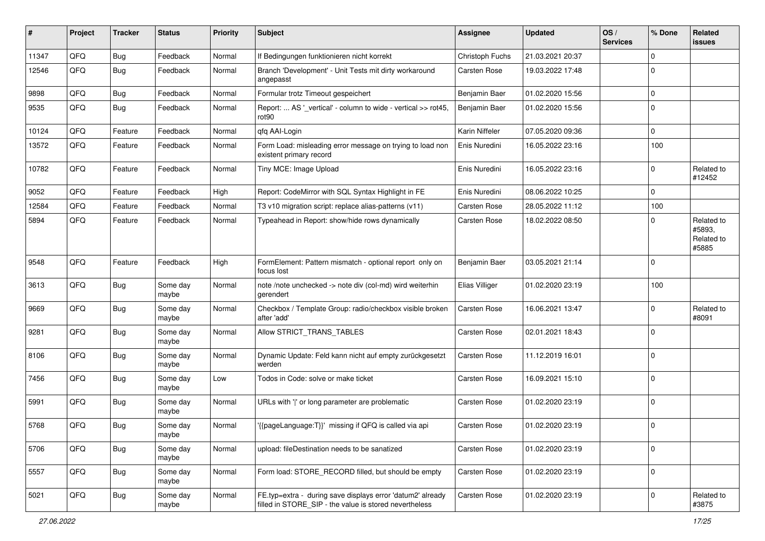| # | Project | Tracker | Status | Priority | Subject | Assignee | Updated | OS / Services | % Done | Related issues |
|---|---|---|---|---|---|---|---|---|---|---|
| 11347 | QFQ | Bug | Feedback | Normal | If Bedingungen funktionieren nicht korrekt | Christoph Fuchs | 21.03.2021 20:37 | | 0 | |
| 12546 | QFQ | Bug | Feedback | Normal | Branch 'Development' - Unit Tests mit dirty workaround angepasst | Carsten Rose | 19.03.2022 17:48 | | 0 | |
| 9898 | QFQ | Bug | Feedback | Normal | Formular trotz Timeout gespeichert | Benjamin Baer | 01.02.2020 15:56 | | 0 | |
| 9535 | QFQ | Bug | Feedback | Normal | Report: ... AS '_vertical' - column to wide - vertical >> rot45, rot90 | Benjamin Baer | 01.02.2020 15:56 | | 0 | |
| 10124 | QFQ | Feature | Feedback | Normal | qfq AAI-Login | Karin Niffeler | 07.05.2020 09:36 | | 0 | |
| 13572 | QFQ | Feature | Feedback | Normal | Form Load: misleading error message on trying to load non existent primary record | Enis Nuredini | 16.05.2022 23:16 | | 100 | |
| 10782 | QFQ | Feature | Feedback | Normal | Tiny MCE: Image Upload | Enis Nuredini | 16.05.2022 23:16 | | 0 | Related to #12452 |
| 9052 | QFQ | Feature | Feedback | High | Report: CodeMirror with SQL Syntax Highlight in FE | Enis Nuredini | 08.06.2022 10:25 | | 0 | |
| 12584 | QFQ | Feature | Feedback | Normal | T3 v10 migration script: replace alias-patterns (v11) | Carsten Rose | 28.05.2022 11:12 | | 100 | |
| 5894 | QFQ | Feature | Feedback | Normal | Typeahead in Report: show/hide rows dynamically | Carsten Rose | 18.02.2022 08:50 | | 0 | Related to #5893, Related to #5885 |
| 9548 | QFQ | Feature | Feedback | High | FormElement: Pattern mismatch - optional report only on focus lost | Benjamin Baer | 03.05.2021 21:14 | | 0 | |
| 3613 | QFQ | Bug | Some day maybe | Normal | note /note unchecked -> note div (col-md) wird weiterhin gerendert | Elias Villiger | 01.02.2020 23:19 | | 100 | |
| 9669 | QFQ | Bug | Some day maybe | Normal | Checkbox / Template Group: radio/checkbox visible broken after 'add' | Carsten Rose | 16.06.2021 13:47 | | 0 | Related to #8091 |
| 9281 | QFQ | Bug | Some day maybe | Normal | Allow STRICT_TRANS_TABLES | Carsten Rose | 02.01.2021 18:43 | | 0 | |
| 8106 | QFQ | Bug | Some day maybe | Normal | Dynamic Update: Feld kann nicht auf empty zurückgesetzt werden | Carsten Rose | 11.12.2019 16:01 | | 0 | |
| 7456 | QFQ | Bug | Some day maybe | Low | Todos in Code: solve or make ticket | Carsten Rose | 16.09.2021 15:10 | | 0 | |
| 5991 | QFQ | Bug | Some day maybe | Normal | URLs with '\|' or long parameter are problematic | Carsten Rose | 01.02.2020 23:19 | | 0 | |
| 5768 | QFQ | Bug | Some day maybe | Normal | '{{pageLanguage:T}}' missing if QFQ is called via api | Carsten Rose | 01.02.2020 23:19 | | 0 | |
| 5706 | QFQ | Bug | Some day maybe | Normal | upload: fileDestination needs to be sanatized | Carsten Rose | 01.02.2020 23:19 | | 0 | |
| 5557 | QFQ | Bug | Some day maybe | Normal | Form load: STORE_RECORD filled, but should be empty | Carsten Rose | 01.02.2020 23:19 | | 0 | |
| 5021 | QFQ | Bug | Some day maybe | Normal | FE.typ=extra - during save displays error 'datum2' already filled in STORE_SIP - the value is stored nevertheless | Carsten Rose | 01.02.2020 23:19 | | 0 | Related to #3875 |

*27.06.2022*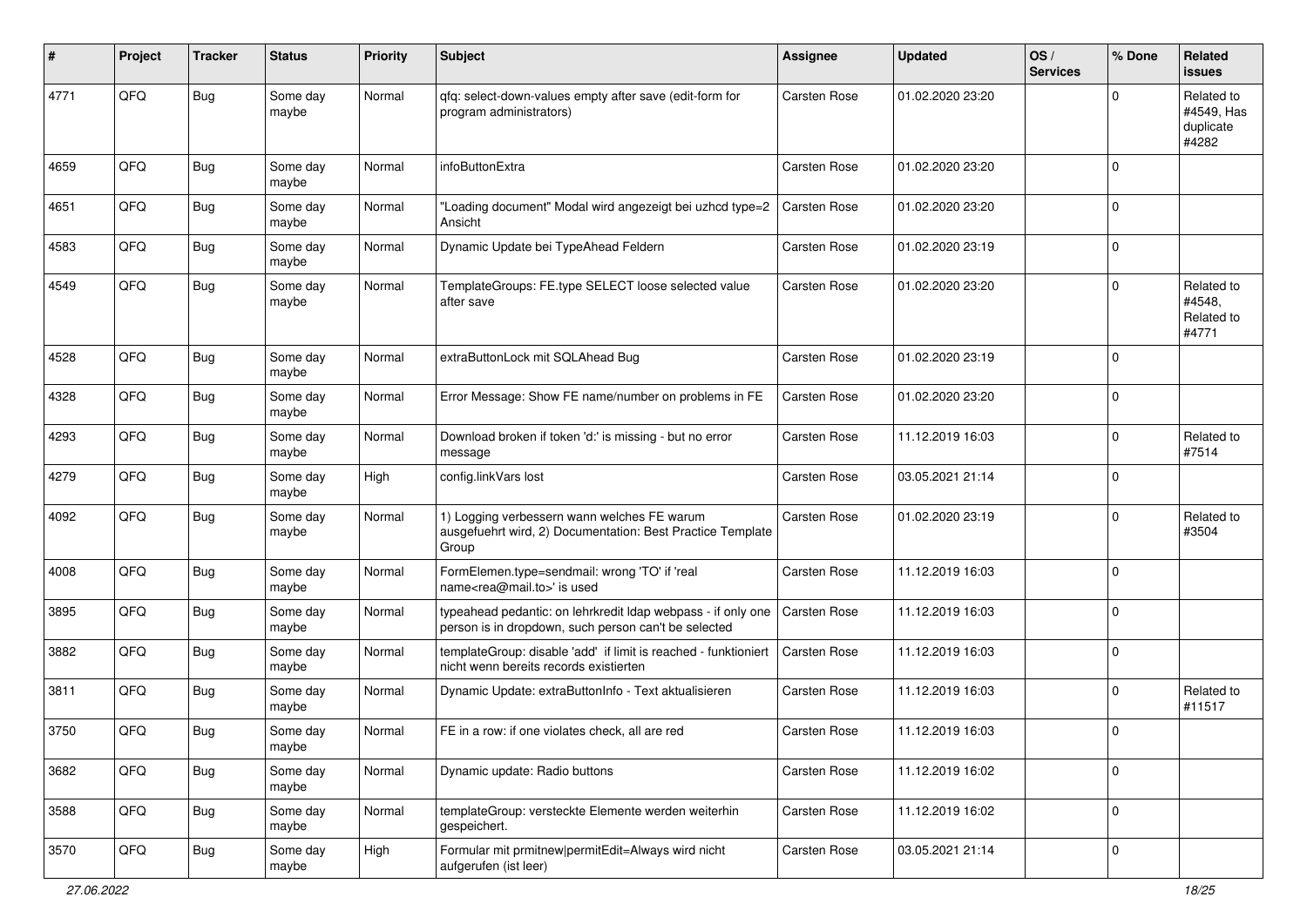| # | Project | Tracker | Status | Priority | Subject | Assignee | Updated | OS / Services | % Done | Related issues |
|---|---|---|---|---|---|---|---|---|---|---|
| 4771 | QFQ | Bug | Some day maybe | Normal | qfq: select-down-values empty after save (edit-form for program administrators) | Carsten Rose | 01.02.2020 23:20 | | 0 | Related to #4549, Has duplicate #4282 |
| 4659 | QFQ | Bug | Some day maybe | Normal | infoButtonExtra | Carsten Rose | 01.02.2020 23:20 | | 0 | |
| 4651 | QFQ | Bug | Some day maybe | Normal | "Loading document" Modal wird angezeigt bei uzhcd type=2 Ansicht | Carsten Rose | 01.02.2020 23:20 | | 0 | |
| 4583 | QFQ | Bug | Some day maybe | Normal | Dynamic Update bei TypeAhead Feldern | Carsten Rose | 01.02.2020 23:19 | | 0 | |
| 4549 | QFQ | Bug | Some day maybe | Normal | TemplateGroups: FE.type SELECT loose selected value after save | Carsten Rose | 01.02.2020 23:20 | | 0 | Related to #4548, Related to #4771 |
| 4528 | QFQ | Bug | Some day maybe | Normal | extraButtonLock mit SQLAhead Bug | Carsten Rose | 01.02.2020 23:19 | | 0 | |
| 4328 | QFQ | Bug | Some day maybe | Normal | Error Message: Show FE name/number on problems in FE | Carsten Rose | 01.02.2020 23:20 | | 0 | |
| 4293 | QFQ | Bug | Some day maybe | Normal | Download broken if token 'd:' is missing - but no error message | Carsten Rose | 11.12.2019 16:03 | | 0 | Related to #7514 |
| 4279 | QFQ | Bug | Some day maybe | High | config.linkVars lost | Carsten Rose | 03.05.2021 21:14 | | 0 | |
| 4092 | QFQ | Bug | Some day maybe | Normal | 1) Logging verbessern wann welches FE warum ausgefuehrt wird, 2) Documentation: Best Practice Template Group | Carsten Rose | 01.02.2020 23:19 | | 0 | Related to #3504 |
| 4008 | QFQ | Bug | Some day maybe | Normal | FormElemen.type=sendmail: wrong 'TO' if 'real name<rea@mail.to>' is used | Carsten Rose | 11.12.2019 16:03 | | 0 | |
| 3895 | QFQ | Bug | Some day maybe | Normal | typeahead pedantic: on lehrkredit ldap webpass - if only one person is in dropdown, such person can't be selected | Carsten Rose | 11.12.2019 16:03 | | 0 | |
| 3882 | QFQ | Bug | Some day maybe | Normal | templateGroup: disable 'add' if limit is reached - funktioniert nicht wenn bereits records existierten | Carsten Rose | 11.12.2019 16:03 | | 0 | |
| 3811 | QFQ | Bug | Some day maybe | Normal | Dynamic Update: extraButtonInfo - Text aktualisieren | Carsten Rose | 11.12.2019 16:03 | | 0 | Related to #11517 |
| 3750 | QFQ | Bug | Some day maybe | Normal | FE in a row: if one violates check, all are red | Carsten Rose | 11.12.2019 16:03 | | 0 | |
| 3682 | QFQ | Bug | Some day maybe | Normal | Dynamic update: Radio buttons | Carsten Rose | 11.12.2019 16:02 | | 0 | |
| 3588 | QFQ | Bug | Some day maybe | Normal | templateGroup: versteckte Elemente werden weiterhin gespeichert. | Carsten Rose | 11.12.2019 16:02 | | 0 | |
| 3570 | QFQ | Bug | Some day maybe | High | Formular mit prmitnew\|permitEdit=Always wird nicht aufgerufen (ist leer) | Carsten Rose | 03.05.2021 21:14 | | 0 | |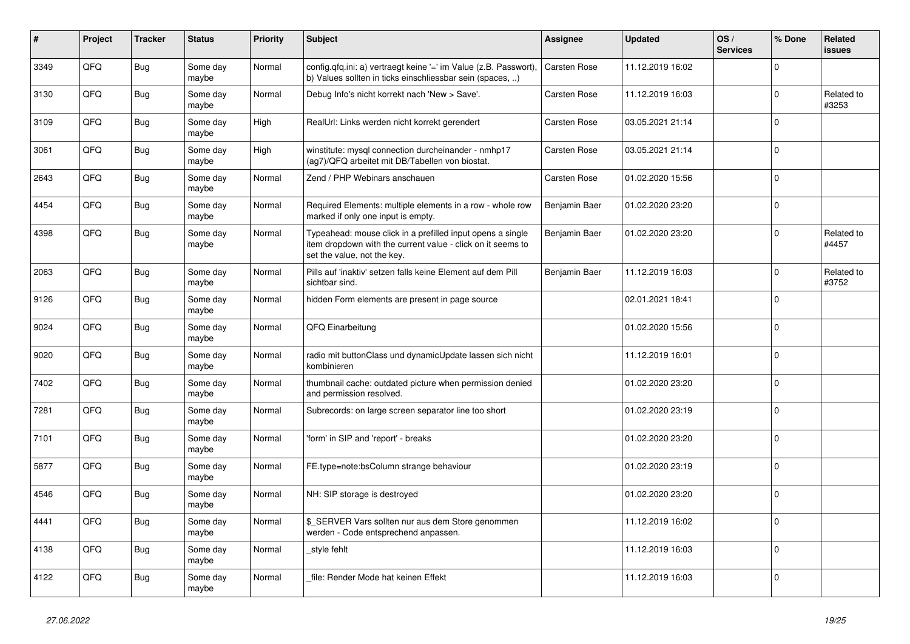| # | Project | Tracker | Status | Priority | Subject | Assignee | Updated | OS / Services | % Done | Related issues |
|---|---|---|---|---|---|---|---|---|---|---|
| 3349 | QFQ | Bug | Some day maybe | Normal | config.qfq.ini: a) vertraegt keine '=' im Value (z.B. Passwort), b) Values sollten in ticks einschliessbar sein (spaces, ..) | Carsten Rose | 11.12.2019 16:02 | | 0 | |
| 3130 | QFQ | Bug | Some day maybe | Normal | Debug Info's nicht korrekt nach 'New > Save'. | Carsten Rose | 11.12.2019 16:03 | | 0 | Related to #3253 |
| 3109 | QFQ | Bug | Some day maybe | High | RealUrl: Links werden nicht korrekt gerendert | Carsten Rose | 03.05.2021 21:14 | | 0 | |
| 3061 | QFQ | Bug | Some day maybe | High | winstitute: mysql connection durcheinander - nmhp17 (ag7)/QFQ arbeitet mit DB/Tabellen von biostat. | Carsten Rose | 03.05.2021 21:14 | | 0 | |
| 2643 | QFQ | Bug | Some day maybe | Normal | Zend / PHP Webinars anschauen | Carsten Rose | 01.02.2020 15:56 | | 0 | |
| 4454 | QFQ | Bug | Some day maybe | Normal | Required Elements: multiple elements in a row - whole row marked if only one input is empty. | Benjamin Baer | 01.02.2020 23:20 | | 0 | |
| 4398 | QFQ | Bug | Some day maybe | Normal | Typeahead: mouse click in a prefilled input opens a single item dropdown with the current value - click on it seems to set the value, not the key. | Benjamin Baer | 01.02.2020 23:20 | | 0 | Related to #4457 |
| 2063 | QFQ | Bug | Some day maybe | Normal | Pills auf 'inaktiv' setzen falls keine Element auf dem Pill sichtbar sind. | Benjamin Baer | 11.12.2019 16:03 | | 0 | Related to #3752 |
| 9126 | QFQ | Bug | Some day maybe | Normal | hidden Form elements are present in page source | | 02.01.2021 18:41 | | 0 | |
| 9024 | QFQ | Bug | Some day maybe | Normal | QFQ Einarbeitung | | 01.02.2020 15:56 | | 0 | |
| 9020 | QFQ | Bug | Some day maybe | Normal | radio mit buttonClass und dynamicUpdate lassen sich nicht kombinieren | | 11.12.2019 16:01 | | 0 | |
| 7402 | QFQ | Bug | Some day maybe | Normal | thumbnail cache: outdated picture when permission denied and permission resolved. | | 01.02.2020 23:20 | | 0 | |
| 7281 | QFQ | Bug | Some day maybe | Normal | Subrecords: on large screen separator line too short | | 01.02.2020 23:19 | | 0 | |
| 7101 | QFQ | Bug | Some day maybe | Normal | 'form' in SIP and 'report' - breaks | | 01.02.2020 23:20 | | 0 | |
| 5877 | QFQ | Bug | Some day maybe | Normal | FE.type=note:bsColumn strange behaviour | | 01.02.2020 23:19 | | 0 | |
| 4546 | QFQ | Bug | Some day maybe | Normal | NH: SIP storage is destroyed | | 01.02.2020 23:20 | | 0 | |
| 4441 | QFQ | Bug | Some day maybe | Normal | $_SERVER Vars sollten nur aus dem Store genommen werden - Code entsprechend anpassen. | | 11.12.2019 16:02 | | 0 | |
| 4138 | QFQ | Bug | Some day maybe | Normal | _style fehlt | | 11.12.2019 16:03 | | 0 | |
| 4122 | QFQ | Bug | Some day maybe | Normal | _file: Render Mode hat keinen Effekt | | 11.12.2019 16:03 | | 0 | |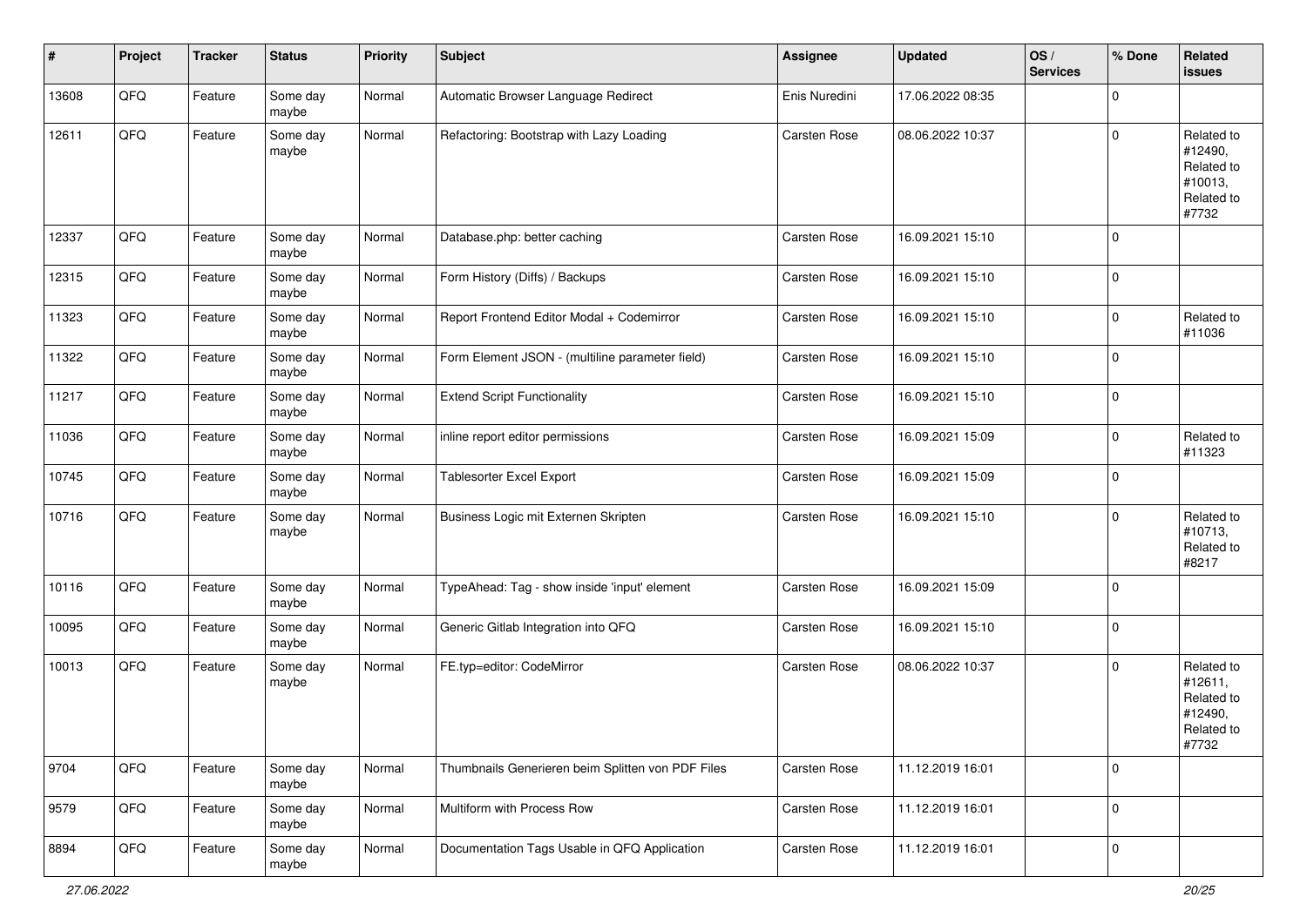| # | Project | Tracker | Status | Priority | Subject | Assignee | Updated | OS / Services | % Done | Related issues |
|---|---|---|---|---|---|---|---|---|---|---|
| 13608 | QFQ | Feature | Some day maybe | Normal | Automatic Browser Language Redirect | Enis Nuredini | 17.06.2022 08:35 | | 0 | |
| 12611 | QFQ | Feature | Some day maybe | Normal | Refactoring: Bootstrap with Lazy Loading | Carsten Rose | 08.06.2022 10:37 | | 0 | Related to #12490, Related to #10013, Related to #7732 |
| 12337 | QFQ | Feature | Some day maybe | Normal | Database.php: better caching | Carsten Rose | 16.09.2021 15:10 | | 0 | |
| 12315 | QFQ | Feature | Some day maybe | Normal | Form History (Diffs) / Backups | Carsten Rose | 16.09.2021 15:10 | | 0 | |
| 11323 | QFQ | Feature | Some day maybe | Normal | Report Frontend Editor Modal + Codemirror | Carsten Rose | 16.09.2021 15:10 | | 0 | Related to #11036 |
| 11322 | QFQ | Feature | Some day maybe | Normal | Form Element JSON - (multiline parameter field) | Carsten Rose | 16.09.2021 15:10 | | 0 | |
| 11217 | QFQ | Feature | Some day maybe | Normal | Extend Script Functionality | Carsten Rose | 16.09.2021 15:10 | | 0 | |
| 11036 | QFQ | Feature | Some day maybe | Normal | inline report editor permissions | Carsten Rose | 16.09.2021 15:09 | | 0 | Related to #11323 |
| 10745 | QFQ | Feature | Some day maybe | Normal | Tablesorter Excel Export | Carsten Rose | 16.09.2021 15:09 | | 0 | |
| 10716 | QFQ | Feature | Some day maybe | Normal | Business Logic mit Externen Skripten | Carsten Rose | 16.09.2021 15:10 | | 0 | Related to #10713, Related to #8217 |
| 10116 | QFQ | Feature | Some day maybe | Normal | TypeAhead: Tag - show inside 'input' element | Carsten Rose | 16.09.2021 15:09 | | 0 | |
| 10095 | QFQ | Feature | Some day maybe | Normal | Generic Gitlab Integration into QFQ | Carsten Rose | 16.09.2021 15:10 | | 0 | |
| 10013 | QFQ | Feature | Some day maybe | Normal | FE.typ=editor: CodeMirror | Carsten Rose | 08.06.2022 10:37 | | 0 | Related to #12611, Related to #12490, Related to #7732 |
| 9704 | QFQ | Feature | Some day maybe | Normal | Thumbnails Generieren beim Splitten von PDF Files | Carsten Rose | 11.12.2019 16:01 | | 0 | |
| 9579 | QFQ | Feature | Some day maybe | Normal | Multiform with Process Row | Carsten Rose | 11.12.2019 16:01 | | 0 | |
| 8894 | QFQ | Feature | Some day maybe | Normal | Documentation Tags Usable in QFQ Application | Carsten Rose | 11.12.2019 16:01 | | 0 | |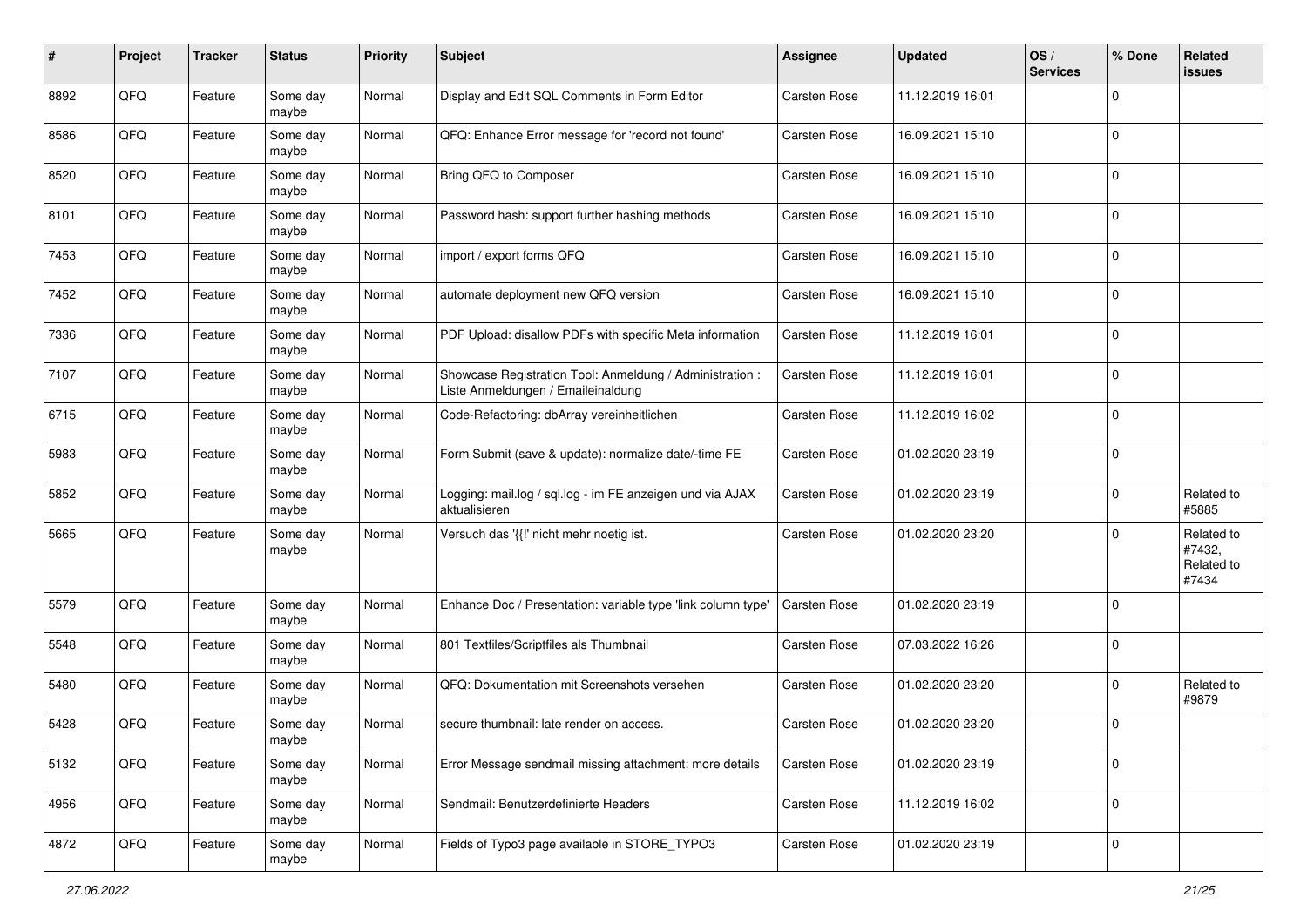| # | Project | Tracker | Status | Priority | Subject | Assignee | Updated | OS / Services | % Done | Related issues |
|---|---|---|---|---|---|---|---|---|---|---|
| 8892 | QFQ | Feature | Some day maybe | Normal | Display and Edit SQL Comments in Form Editor | Carsten Rose | 11.12.2019 16:01 | | 0 | |
| 8586 | QFQ | Feature | Some day maybe | Normal | QFQ: Enhance Error message for 'record not found' | Carsten Rose | 16.09.2021 15:10 | | 0 | |
| 8520 | QFQ | Feature | Some day maybe | Normal | Bring QFQ to Composer | Carsten Rose | 16.09.2021 15:10 | | 0 | |
| 8101 | QFQ | Feature | Some day maybe | Normal | Password hash: support further hashing methods | Carsten Rose | 16.09.2021 15:10 | | 0 | |
| 7453 | QFQ | Feature | Some day maybe | Normal | import / export forms QFQ | Carsten Rose | 16.09.2021 15:10 | | 0 | |
| 7452 | QFQ | Feature | Some day maybe | Normal | automate deployment new QFQ version | Carsten Rose | 16.09.2021 15:10 | | 0 | |
| 7336 | QFQ | Feature | Some day maybe | Normal | PDF Upload: disallow PDFs with specific Meta information | Carsten Rose | 11.12.2019 16:01 | | 0 | |
| 7107 | QFQ | Feature | Some day maybe | Normal | Showcase Registration Tool: Anmeldung / Administration : Liste Anmeldungen / Emaileinaldung | Carsten Rose | 11.12.2019 16:01 | | 0 | |
| 6715 | QFQ | Feature | Some day maybe | Normal | Code-Refactoring: dbArray vereinheitlichen | Carsten Rose | 11.12.2019 16:02 | | 0 | |
| 5983 | QFQ | Feature | Some day maybe | Normal | Form Submit (save & update): normalize date/-time FE | Carsten Rose | 01.02.2020 23:19 | | 0 | |
| 5852 | QFQ | Feature | Some day maybe | Normal | Logging: mail.log / sql.log - im FE anzeigen und via AJAX aktualisieren | Carsten Rose | 01.02.2020 23:19 | | 0 | Related to #5885 |
| 5665 | QFQ | Feature | Some day maybe | Normal | Versuch das '{{!' nicht mehr noetig ist. | Carsten Rose | 01.02.2020 23:20 | | 0 | Related to #7432, Related to #7434 |
| 5579 | QFQ | Feature | Some day maybe | Normal | Enhance Doc / Presentation: variable type 'link column type' | Carsten Rose | 01.02.2020 23:19 | | 0 | |
| 5548 | QFQ | Feature | Some day maybe | Normal | 801 Textfiles/Scriptfiles als Thumbnail | Carsten Rose | 07.03.2022 16:26 | | 0 | |
| 5480 | QFQ | Feature | Some day maybe | Normal | QFQ: Dokumentation mit Screenshots versehen | Carsten Rose | 01.02.2020 23:20 | | 0 | Related to #9879 |
| 5428 | QFQ | Feature | Some day maybe | Normal | secure thumbnail: late render on access. | Carsten Rose | 01.02.2020 23:20 | | 0 | |
| 5132 | QFQ | Feature | Some day maybe | Normal | Error Message sendmail missing attachment: more details | Carsten Rose | 01.02.2020 23:19 | | 0 | |
| 4956 | QFQ | Feature | Some day maybe | Normal | Sendmail: Benutzerdefinierte Headers | Carsten Rose | 11.12.2019 16:02 | | 0 | |
| 4872 | QFQ | Feature | Some day maybe | Normal | Fields of Typo3 page available in STORE_TYPO3 | Carsten Rose | 01.02.2020 23:19 | | 0 | |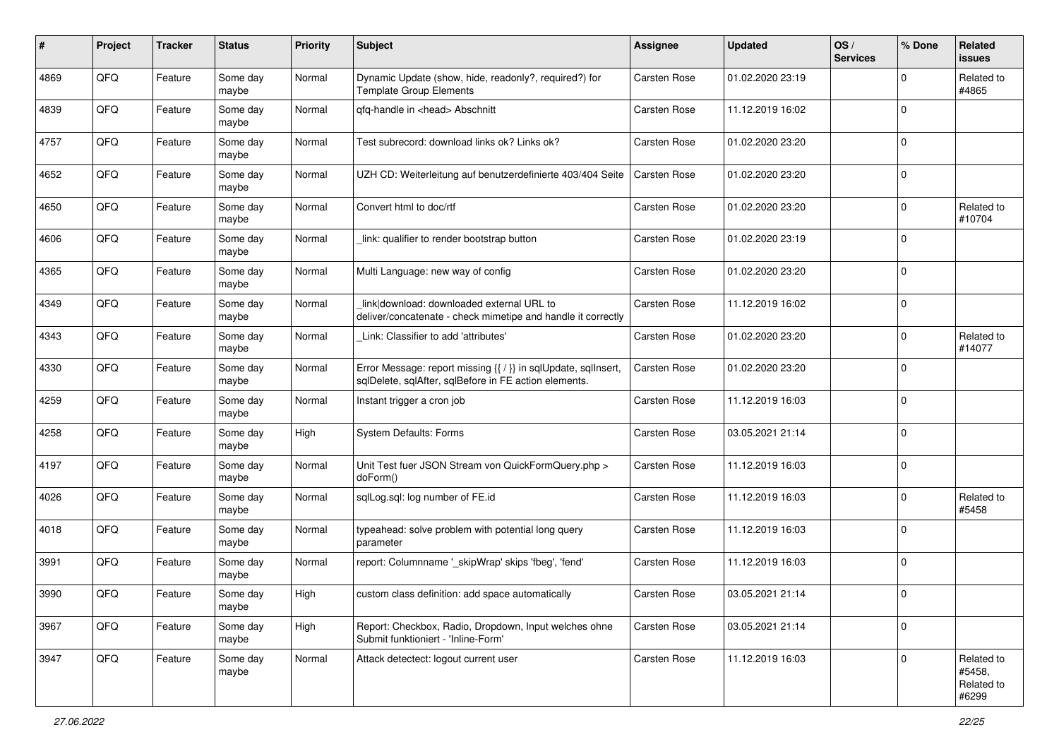| # | Project | Tracker | Status | Priority | Subject | Assignee | Updated | OS / Services | % Done | Related issues |
|---|---|---|---|---|---|---|---|---|---|---|
| 4869 | QFQ | Feature | Some day maybe | Normal | Dynamic Update (show, hide, readonly?, required?) for Template Group Elements | Carsten Rose | 01.02.2020 23:19 | | 0 | Related to #4865 |
| 4839 | QFQ | Feature | Some day maybe | Normal | qfq-handle in <head> Abschnitt | Carsten Rose | 11.12.2019 16:02 | | 0 | |
| 4757 | QFQ | Feature | Some day maybe | Normal | Test subrecord: download links ok? Links ok? | Carsten Rose | 01.02.2020 23:20 | | 0 | |
| 4652 | QFQ | Feature | Some day maybe | Normal | UZH CD: Weiterleitung auf benutzerdefinierte 403/404 Seite | Carsten Rose | 01.02.2020 23:20 | | 0 | |
| 4650 | QFQ | Feature | Some day maybe | Normal | Convert html to doc/rtf | Carsten Rose | 01.02.2020 23:20 | | 0 | Related to #10704 |
| 4606 | QFQ | Feature | Some day maybe | Normal | _link: qualifier to render bootstrap button | Carsten Rose | 01.02.2020 23:19 | | 0 | |
| 4365 | QFQ | Feature | Some day maybe | Normal | Multi Language: new way of config | Carsten Rose | 01.02.2020 23:20 | | 0 | |
| 4349 | QFQ | Feature | Some day maybe | Normal | _link\|download: downloaded external URL to deliver/concatenate - check mimetipe and handle it correctly | Carsten Rose | 11.12.2019 16:02 | | 0 | |
| 4343 | QFQ | Feature | Some day maybe | Normal | _Link: Classifier to add 'attributes' | Carsten Rose | 01.02.2020 23:20 | | 0 | Related to #14077 |
| 4330 | QFQ | Feature | Some day maybe | Normal | Error Message: report missing {{ / }} in sqlUpdate, sqlInsert, sqlDelete, sqlAfter, sqlBefore in FE action elements. | Carsten Rose | 01.02.2020 23:20 | | 0 | |
| 4259 | QFQ | Feature | Some day maybe | Normal | Instant trigger a cron job | Carsten Rose | 11.12.2019 16:03 | | 0 | |
| 4258 | QFQ | Feature | Some day maybe | High | System Defaults: Forms | Carsten Rose | 03.05.2021 21:14 | | 0 | |
| 4197 | QFQ | Feature | Some day maybe | Normal | Unit Test fuer JSON Stream von QuickFormQuery.php > doForm() | Carsten Rose | 11.12.2019 16:03 | | 0 | |
| 4026 | QFQ | Feature | Some day maybe | Normal | sqlLog.sql: log number of FE.id | Carsten Rose | 11.12.2019 16:03 | | 0 | Related to #5458 |
| 4018 | QFQ | Feature | Some day maybe | Normal | typeahead: solve problem with potential long query parameter | Carsten Rose | 11.12.2019 16:03 | | 0 | |
| 3991 | QFQ | Feature | Some day maybe | Normal | report: Columnname '_skipWrap' skips 'fbeg', 'fend' | Carsten Rose | 11.12.2019 16:03 | | 0 | |
| 3990 | QFQ | Feature | Some day maybe | High | custom class definition: add space automatically | Carsten Rose | 03.05.2021 21:14 | | 0 | |
| 3967 | QFQ | Feature | Some day maybe | High | Report: Checkbox, Radio, Dropdown, Input welches ohne Submit funktioniert - 'Inline-Form' | Carsten Rose | 03.05.2021 21:14 | | 0 | |
| 3947 | QFQ | Feature | Some day maybe | Normal | Attack detectect: logout current user | Carsten Rose | 11.12.2019 16:03 | | 0 | Related to #5458, Related to #6299 |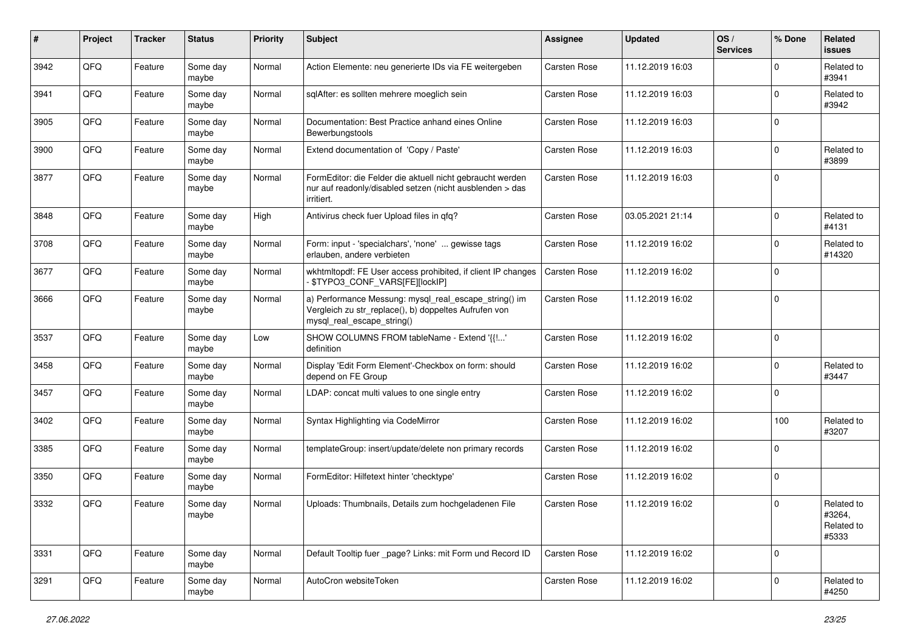| # | Project | Tracker | Status | Priority | Subject | Assignee | Updated | OS / Services | % Done | Related issues |
|---|---|---|---|---|---|---|---|---|---|---|
| 3942 | QFQ | Feature | Some day maybe | Normal | Action Elemente: neu generierte IDs via FE weitergeben | Carsten Rose | 11.12.2019 16:03 | | 0 | Related to #3941 |
| 3941 | QFQ | Feature | Some day maybe | Normal | sqlAfter: es sollten mehrere moeglich sein | Carsten Rose | 11.12.2019 16:03 | | 0 | Related to #3942 |
| 3905 | QFQ | Feature | Some day maybe | Normal | Documentation: Best Practice anhand eines Online Bewerbungstools | Carsten Rose | 11.12.2019 16:03 | | 0 | |
| 3900 | QFQ | Feature | Some day maybe | Normal | Extend documentation of 'Copy / Paste' | Carsten Rose | 11.12.2019 16:03 | | 0 | Related to #3899 |
| 3877 | QFQ | Feature | Some day maybe | Normal | FormEditor: die Felder die aktuell nicht gebraucht werden nur auf readonly/disabled setzen (nicht ausblenden > das irritiert. | Carsten Rose | 11.12.2019 16:03 | | 0 | |
| 3848 | QFQ | Feature | Some day maybe | High | Antivirus check fuer Upload files in qfq? | Carsten Rose | 03.05.2021 21:14 | | 0 | Related to #4131 |
| 3708 | QFQ | Feature | Some day maybe | Normal | Form: input - 'specialchars', 'none' ... gewisse tags erlauben, andere verbieten | Carsten Rose | 11.12.2019 16:02 | | 0 | Related to #14320 |
| 3677 | QFQ | Feature | Some day maybe | Normal | wkhtmltopdf: FE User access prohibited, if client IP changes - $TYPO3_CONF_VARS[FE][lockIP] | Carsten Rose | 11.12.2019 16:02 | | 0 | |
| 3666 | QFQ | Feature | Some day maybe | Normal | a) Performance Messung: mysql_real_escape_string() im Vergleich zu str_replace(), b) doppeltes Aufrufen von mysql_real_escape_string() | Carsten Rose | 11.12.2019 16:02 | | 0 | |
| 3537 | QFQ | Feature | Some day maybe | Low | SHOW COLUMNS FROM tableName - Extend '{{!...' definition | Carsten Rose | 11.12.2019 16:02 | | 0 | |
| 3458 | QFQ | Feature | Some day maybe | Normal | Display 'Edit Form Element'-Checkbox on form: should depend on FE Group | Carsten Rose | 11.12.2019 16:02 | | 0 | Related to #3447 |
| 3457 | QFQ | Feature | Some day maybe | Normal | LDAP: concat multi values to one single entry | Carsten Rose | 11.12.2019 16:02 | | 0 | |
| 3402 | QFQ | Feature | Some day maybe | Normal | Syntax Highlighting via CodeMirror | Carsten Rose | 11.12.2019 16:02 | | 100 | Related to #3207 |
| 3385 | QFQ | Feature | Some day maybe | Normal | templateGroup: insert/update/delete non primary records | Carsten Rose | 11.12.2019 16:02 | | 0 | |
| 3350 | QFQ | Feature | Some day maybe | Normal | FormEditor: Hilfetext hinter 'checktype' | Carsten Rose | 11.12.2019 16:02 | | 0 | |
| 3332 | QFQ | Feature | Some day maybe | Normal | Uploads: Thumbnails, Details zum hochgeladenen File | Carsten Rose | 11.12.2019 16:02 | | 0 | Related to #3264, Related to #5333 |
| 3331 | QFQ | Feature | Some day maybe | Normal | Default Tooltip fuer _page? Links: mit Form und Record ID | Carsten Rose | 11.12.2019 16:02 | | 0 | |
| 3291 | QFQ | Feature | Some day maybe | Normal | AutoCron websiteToken | Carsten Rose | 11.12.2019 16:02 | | 0 | Related to #4250 |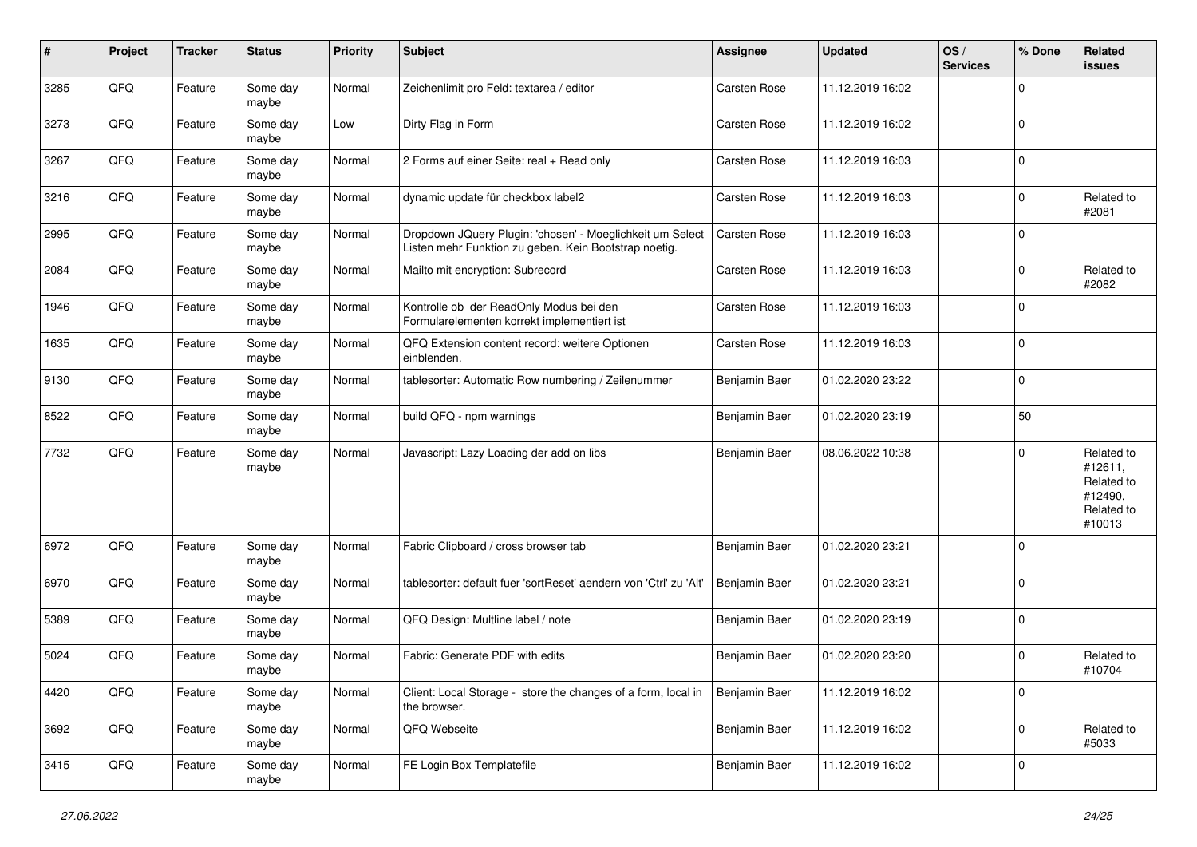| # | Project | Tracker | Status | Priority | Subject | Assignee | Updated | OS / Services | % Done | Related issues |
|---|---|---|---|---|---|---|---|---|---|---|
| 3285 | QFQ | Feature | Some day maybe | Normal | Zeichenlimit pro Feld: textarea / editor | Carsten Rose | 11.12.2019 16:02 | | 0 | |
| 3273 | QFQ | Feature | Some day maybe | Low | Dirty Flag in Form | Carsten Rose | 11.12.2019 16:02 | | 0 | |
| 3267 | QFQ | Feature | Some day maybe | Normal | 2 Forms auf einer Seite: real + Read only | Carsten Rose | 11.12.2019 16:03 | | 0 | |
| 3216 | QFQ | Feature | Some day maybe | Normal | dynamic update für checkbox label2 | Carsten Rose | 11.12.2019 16:03 | | 0 | Related to #2081 |
| 2995 | QFQ | Feature | Some day maybe | Normal | Dropdown JQuery Plugin: 'chosen' - Moeglichkeit um Select Listen mehr Funktion zu geben. Kein Bootstrap noetig. | Carsten Rose | 11.12.2019 16:03 | | 0 | |
| 2084 | QFQ | Feature | Some day maybe | Normal | Mailto mit encryption: Subrecord | Carsten Rose | 11.12.2019 16:03 | | 0 | Related to #2082 |
| 1946 | QFQ | Feature | Some day maybe | Normal | Kontrolle ob der ReadOnly Modus bei den Formularelementen korrekt implementiert ist | Carsten Rose | 11.12.2019 16:03 | | 0 | |
| 1635 | QFQ | Feature | Some day maybe | Normal | QFQ Extension content record: weitere Optionen einblenden. | Carsten Rose | 11.12.2019 16:03 | | 0 | |
| 9130 | QFQ | Feature | Some day maybe | Normal | tablesorter: Automatic Row numbering / Zeilenummer | Benjamin Baer | 01.02.2020 23:22 | | 0 | |
| 8522 | QFQ | Feature | Some day maybe | Normal | build QFQ - npm warnings | Benjamin Baer | 01.02.2020 23:19 | | 50 | |
| 7732 | QFQ | Feature | Some day maybe | Normal | Javascript: Lazy Loading der add on libs | Benjamin Baer | 08.06.2022 10:38 | | 0 | Related to #12611, Related to #12490, Related to #10013 |
| 6972 | QFQ | Feature | Some day maybe | Normal | Fabric Clipboard / cross browser tab | Benjamin Baer | 01.02.2020 23:21 | | 0 | |
| 6970 | QFQ | Feature | Some day maybe | Normal | tablesorter: default fuer 'sortReset' aendern von 'Ctrl' zu 'Alt' | Benjamin Baer | 01.02.2020 23:21 | | 0 | |
| 5389 | QFQ | Feature | Some day maybe | Normal | QFQ Design: Multline label / note | Benjamin Baer | 01.02.2020 23:19 | | 0 | |
| 5024 | QFQ | Feature | Some day maybe | Normal | Fabric: Generate PDF with edits | Benjamin Baer | 01.02.2020 23:20 | | 0 | Related to #10704 |
| 4420 | QFQ | Feature | Some day maybe | Normal | Client: Local Storage - store the changes of a form, local in the browser. | Benjamin Baer | 11.12.2019 16:02 | | 0 | |
| 3692 | QFQ | Feature | Some day maybe | Normal | QFQ Webseite | Benjamin Baer | 11.12.2019 16:02 | | 0 | Related to #5033 |
| 3415 | QFQ | Feature | Some day maybe | Normal | FE Login Box Templatefile | Benjamin Baer | 11.12.2019 16:02 | | 0 | |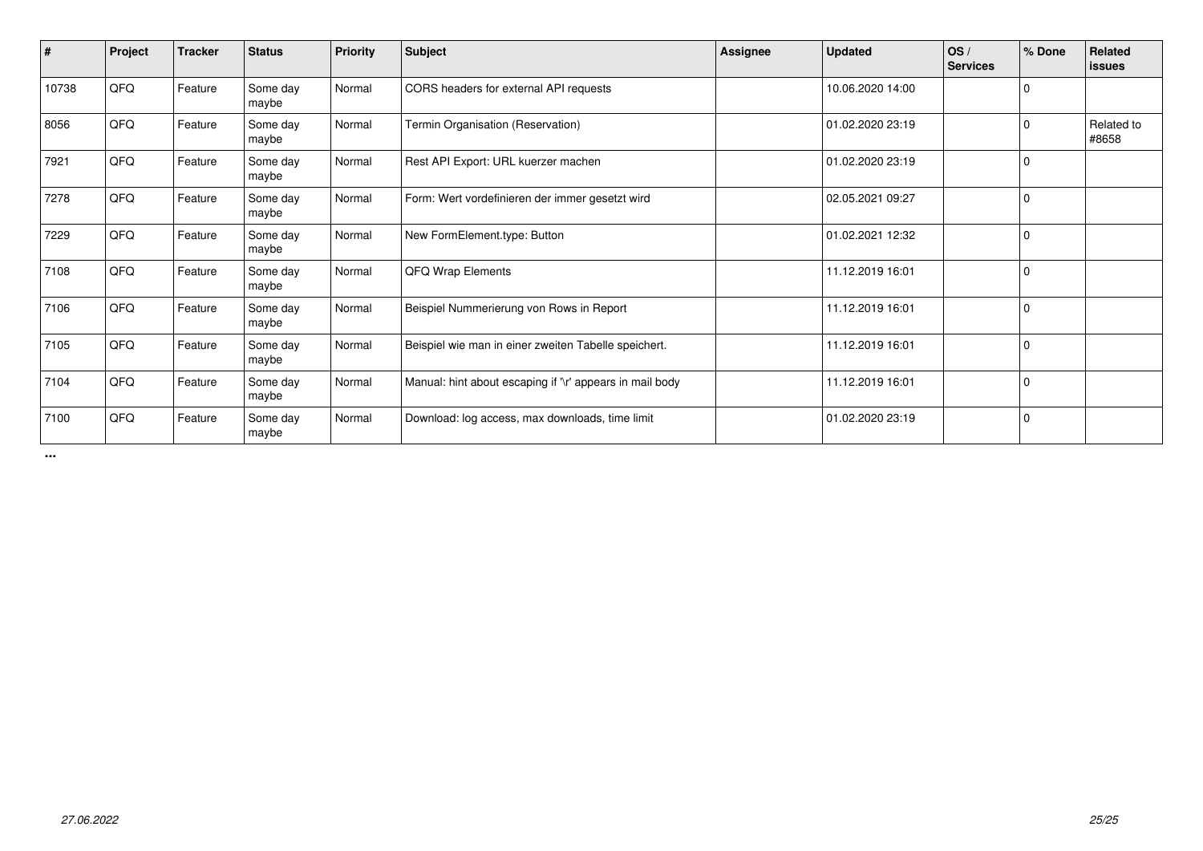| # | Project | Tracker | Status | Priority | Subject | Assignee | Updated | OS / Services | % Done | Related issues |
|---|---|---|---|---|---|---|---|---|---|---|
| 10738 | QFQ | Feature | Some day maybe | Normal | CORS headers for external API requests | | 10.06.2020 14:00 | | 0 | |
| 8056 | QFQ | Feature | Some day maybe | Normal | Termin Organisation (Reservation) | | 01.02.2020 23:19 | | 0 | Related to #8658 |
| 7921 | QFQ | Feature | Some day maybe | Normal | Rest API Export: URL kuerzer machen | | 01.02.2020 23:19 | | 0 | |
| 7278 | QFQ | Feature | Some day maybe | Normal | Form: Wert vordefinieren der immer gesetzt wird | | 02.05.2021 09:27 | | 0 | |
| 7229 | QFQ | Feature | Some day maybe | Normal | New FormElement.type: Button | | 01.02.2021 12:32 | | 0 | |
| 7108 | QFQ | Feature | Some day maybe | Normal | QFQ Wrap Elements | | 11.12.2019 16:01 | | 0 | |
| 7106 | QFQ | Feature | Some day maybe | Normal | Beispiel Nummerierung von Rows in Report | | 11.12.2019 16:01 | | 0 | |
| 7105 | QFQ | Feature | Some day maybe | Normal | Beispiel wie man in einer zweiten Tabelle speichert. | | 11.12.2019 16:01 | | 0 | |
| 7104 | QFQ | Feature | Some day maybe | Normal | Manual: hint about escaping if '\r' appears in mail body | | 11.12.2019 16:01 | | 0 | |
| 7100 | QFQ | Feature | Some day maybe | Normal | Download: log access, max downloads, time limit | | 01.02.2020 23:19 | | 0 | |

**...**